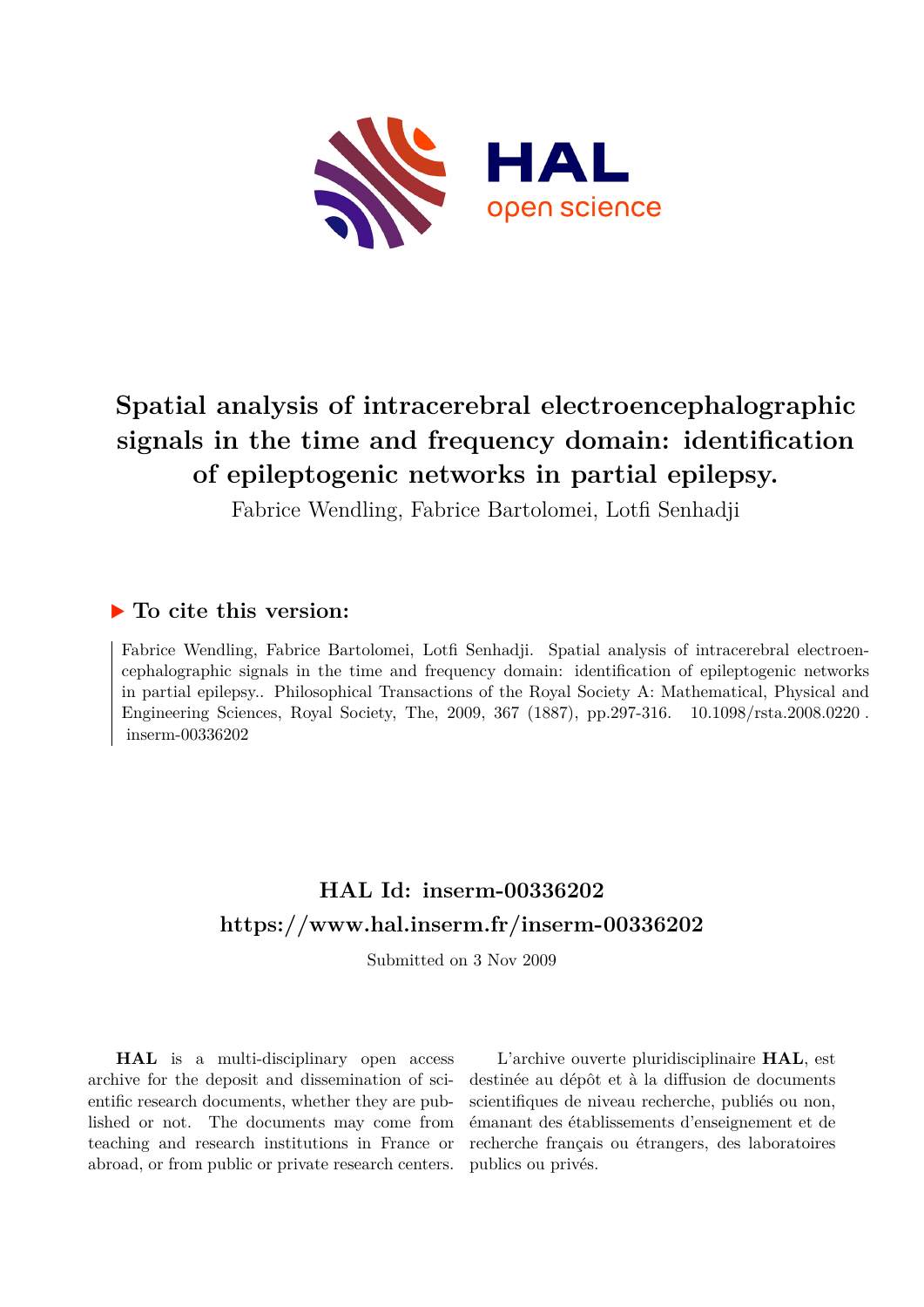# Spatial analysis of intracerebral electroencephalographic signals in the time and frequency domain: identification of epileptogenic networks in partial epilepsy.

Fabrice Wendling, Fabrice Bartolomei, Lotfi Senhadji

## ▶ To cite this version:

Fabrice Wendling, Fabrice Bartolomei, Lotfi Senhadji. Spatial analysis of intracerebral electroencephalographic signals in the time and frequency domain: identification of epileptogenic networks in partial epilepsy.. Philosophical Transactions of the Royal Society A: Mathematical, Physical and Engineering Sciences, Royal Society, The, 2009, 367 (1887), pp.297-316. 10.1098/rsta.2008.0220 . inserm-00336202

## HAL Id: inserm-00336202
## https://www.hal.inserm.fr/inserm-00336202

Submitted on 3 Nov 2009

**HAL** is a multi-disciplinary open access archive for the deposit and dissemination of scientific research documents, whether they are published or not. The documents may come from teaching and research institutions in France or abroad, or from public or private research centers.

L'archive ouverte pluridisciplinaire **HAL**, est destinée au dépôt et à la diffusion de documents scientifiques de niveau recherche, publiés ou non, émanant des établissements d'enseignement et de recherche français ou étrangers, des laboratoires publics ou privés.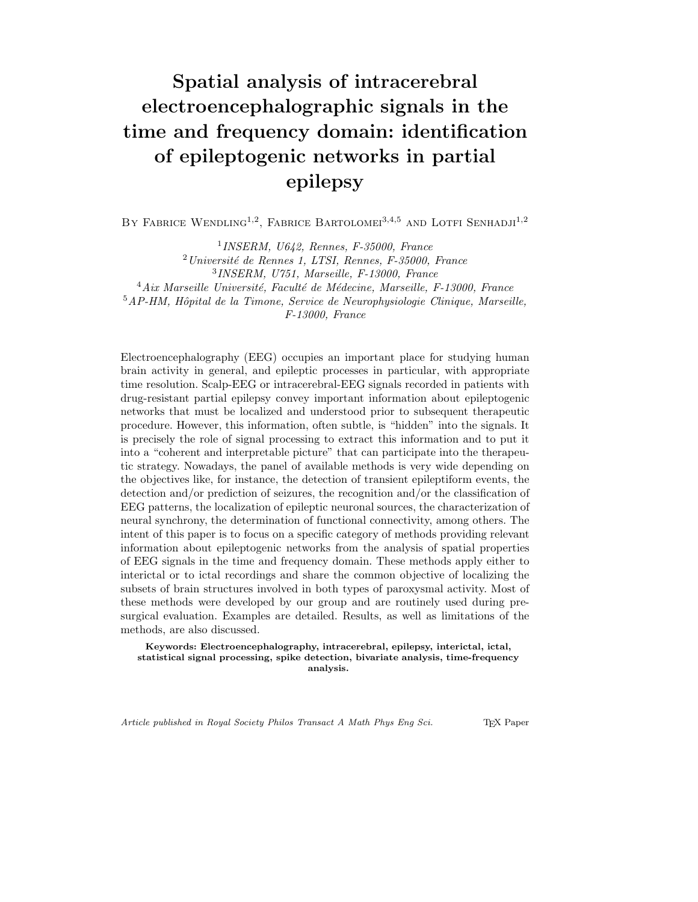# Spatial analysis of intracerebral electroencephalographic signals in the time and frequency domain: identification of epileptogenic networks in partial epilepsy

By Fabrice Wendling[1,2], Fabrice Bartolomei[3,4,5] and Lotfi Senhadji[1,2]

[1] *INSERM, U642, Rennes, F-35000, France*
[2] *Université de Rennes 1, LTSI, Rennes, F-35000, France*
[3] *INSERM, U751, Marseille, F-13000, France*
[4] *Aix Marseille Université, Faculté de Médecine, Marseille, F-13000, France*
[5] *AP-HM, Hôpital de la Timone, Service de Neurophysiologie Clinique, Marseille, F-13000, France*

Electroencephalography (EEG) occupies an important place for studying human brain activity in general, and epileptic processes in particular, with appropriate time resolution. Scalp-EEG or intracerebral-EEG signals recorded in patients with drug-resistant partial epilepsy convey important information about epileptogenic networks that must be localized and understood prior to subsequent therapeutic procedure. However, this information, often subtle, is "hidden" into the signals. It is precisely the role of signal processing to extract this information and to put it into a "coherent and interpretable picture" that can participate into the therapeutic strategy. Nowadays, the panel of available methods is very wide depending on the objectives like, for instance, the detection of transient epileptiform events, the detection and/or prediction of seizures, the recognition and/or the classification of EEG patterns, the localization of epileptic neuronal sources, the characterization of neural synchrony, the determination of functional connectivity, among others. The intent of this paper is to focus on a specific category of methods providing relevant information about epileptogenic networks from the analysis of spatial properties of EEG signals in the time and frequency domain. These methods apply either to interictal or to ictal recordings and share the common objective of localizing the subsets of brain structures involved in both types of paroxysmal activity. Most of these methods were developed by our group and are routinely used during pre-surgical evaluation. Examples are detailed. Results, as well as limitations of the methods, are also discussed.

**Keywords: Electroencephalography, intracerebral, epilepsy, interictal, ictal, statistical signal processing, spike detection, bivariate analysis, time-frequency analysis.**

*Article published in Royal Society Philos Transact A Math Phys Eng Sci.*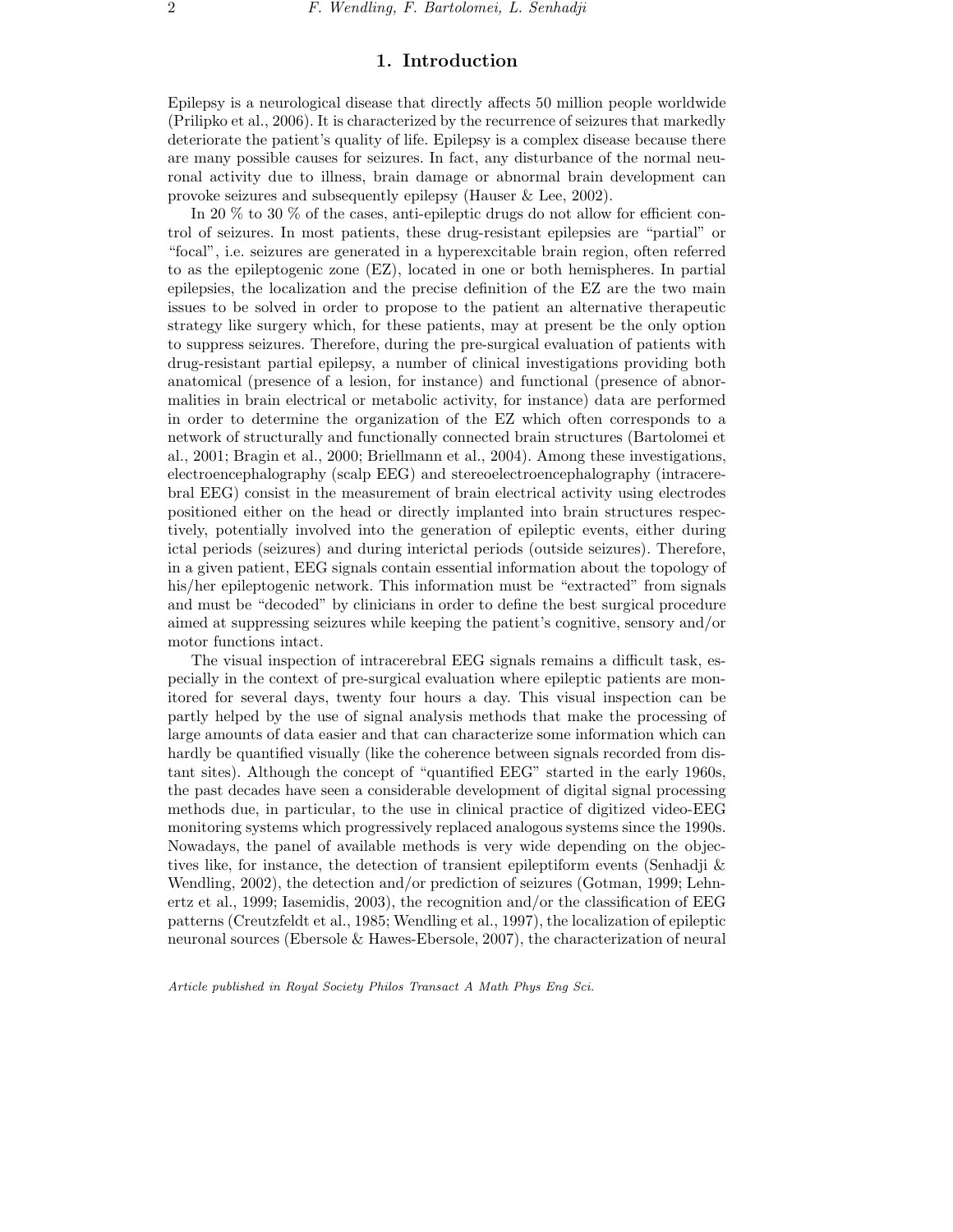# 1. Introduction

Epilepsy is a neurological disease that directly affects 50 million people worldwide (Prilipko et al., 2006). It is characterized by the recurrence of seizures that markedly deteriorate the patient's quality of life. Epilepsy is a complex disease because there are many possible causes for seizures. In fact, any disturbance of the normal neuronal activity due to illness, brain damage or abnormal brain development can provoke seizures and subsequently epilepsy (Hauser & Lee, 2002).

In 20 % to 30 % of the cases, anti-epileptic drugs do not allow for efficient control of seizures. In most patients, these drug-resistant epilepsies are "partial" or "focal", i.e. seizures are generated in a hyperexcitable brain region, often referred to as the epileptogenic zone (EZ), located in one or both hemispheres. In partial epilepsies, the localization and the precise definition of the EZ are the two main issues to be solved in order to propose to the patient an alternative therapeutic strategy like surgery which, for these patients, may at present be the only option to suppress seizures. Therefore, during the pre-surgical evaluation of patients with drug-resistant partial epilepsy, a number of clinical investigations providing both anatomical (presence of a lesion, for instance) and functional (presence of abnormalities in brain electrical or metabolic activity, for instance) data are performed in order to determine the organization of the EZ which often corresponds to a network of structurally and functionally connected brain structures (Bartolomei et al., 2001; Bragin et al., 2000; Briellmann et al., 2004). Among these investigations, electroencephalography (scalp EEG) and stereoelectroencephalography (intracerebral EEG) consist in the measurement of brain electrical activity using electrodes positioned either on the head or directly implanted into brain structures respectively, potentially involved into the generation of epileptic events, either during ictal periods (seizures) and during interictal periods (outside seizures). Therefore, in a given patient, EEG signals contain essential information about the topology of his/her epileptogenic network. This information must be "extracted" from signals and must be "decoded" by clinicians in order to define the best surgical procedure aimed at suppressing seizures while keeping the patient's cognitive, sensory and/or motor functions intact.

The visual inspection of intracerebral EEG signals remains a difficult task, especially in the context of pre-surgical evaluation where epileptic patients are monitored for several days, twenty four hours a day. This visual inspection can be partly helped by the use of signal analysis methods that make the processing of large amounts of data easier and that can characterize some information which can hardly be quantified visually (like the coherence between signals recorded from distant sites). Although the concept of "quantified EEG" started in the early 1960s, the past decades have seen a considerable development of digital signal processing methods due, in particular, to the use in clinical practice of digitized video-EEG monitoring systems which progressively replaced analogous systems since the 1990s. Nowadays, the panel of available methods is very wide depending on the objectives like, for instance, the detection of transient epileptiform events (Senhadji & Wendling, 2002), the detection and/or prediction of seizures (Gotman, 1999; Lehnertz et al., 1999; Iasemidis, 2003), the recognition and/or the classification of EEG patterns (Creutzfeldt et al., 1985; Wendling et al., 1997), the localization of epileptic neuronal sources (Ebersole & Hawes-Ebersole, 2007), the characterization of neural

*Article published in Royal Society Philos Transact A Math Phys Eng Sci.*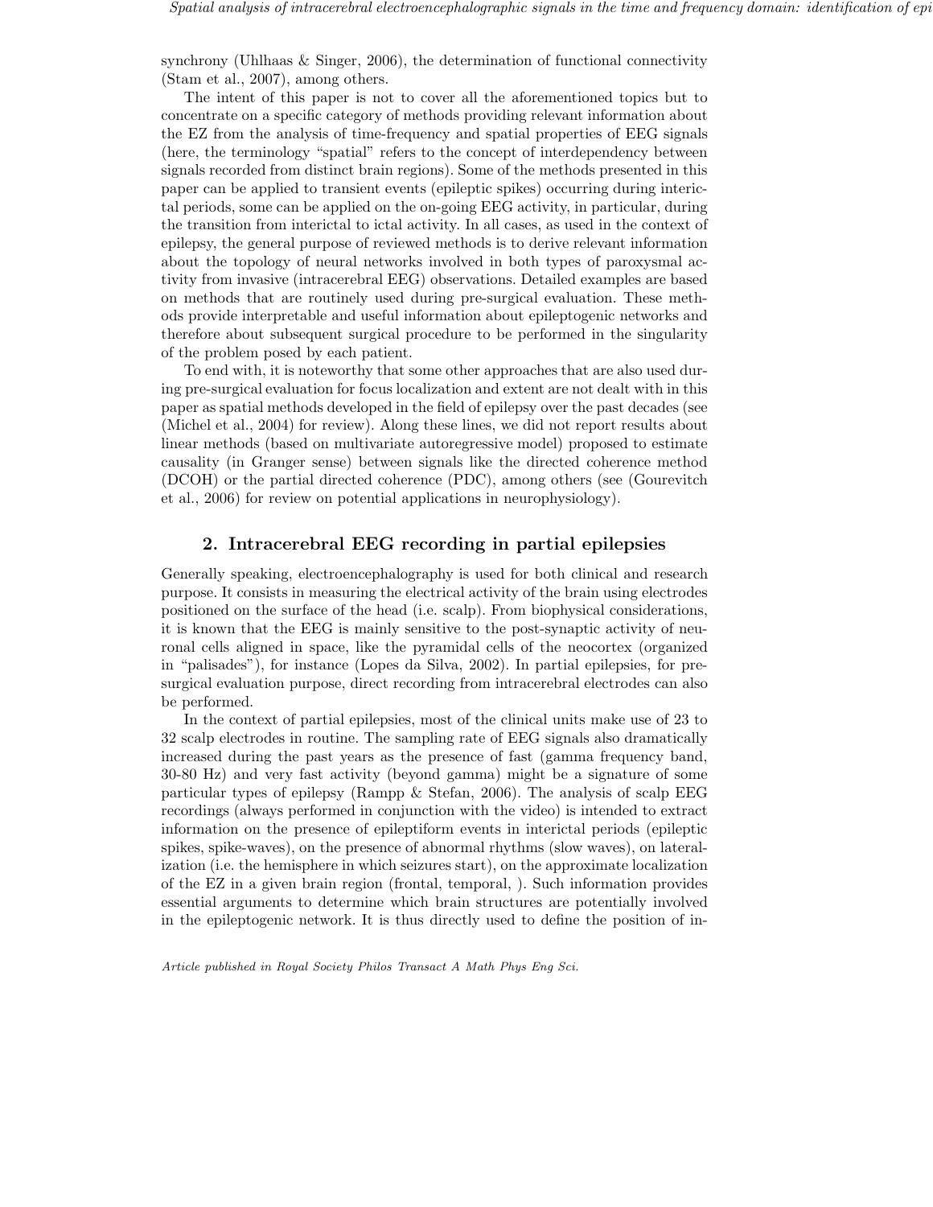synchrony (Uhlhaas & Singer, 2006), the determination of functional connectivity (Stam et al., 2007), among others.

The intent of this paper is not to cover all the aforementioned topics but to concentrate on a specific category of methods providing relevant information about the EZ from the analysis of time-frequency and spatial properties of EEG signals (here, the terminology "spatial" refers to the concept of interdependency between signals recorded from distinct brain regions). Some of the methods presented in this paper can be applied to transient events (epileptic spikes) occurring during interictal periods, some can be applied on the on-going EEG activity, in particular, during the transition from interictal to ictal activity. In all cases, as used in the context of epilepsy, the general purpose of reviewed methods is to derive relevant information about the topology of neural networks involved in both types of paroxysmal activity from invasive (intracerebral EEG) observations. Detailed examples are based on methods that are routinely used during pre-surgical evaluation. These methods provide interpretable and useful information about epileptogenic networks and therefore about subsequent surgical procedure to be performed in the singularity of the problem posed by each patient.

To end with, it is noteworthy that some other approaches that are also used during pre-surgical evaluation for focus localization and extent are not dealt with in this paper as spatial methods developed in the field of epilepsy over the past decades (see (Michel et al., 2004) for review). Along these lines, we did not report results about linear methods (based on multivariate autoregressive model) proposed to estimate causality (in Granger sense) between signals like the directed coherence method (DCOH) or the partial directed coherence (PDC), among others (see (Gourevitch et al., 2006) for review on potential applications in neurophysiology).

## 2. Intracerebral EEG recording in partial epilepsies

Generally speaking, electroencephalography is used for both clinical and research purpose. It consists in measuring the electrical activity of the brain using electrodes positioned on the surface of the head (i.e. scalp). From biophysical considerations, it is known that the EEG is mainly sensitive to the post-synaptic activity of neuronal cells aligned in space, like the pyramidal cells of the neocortex (organized in "palisades"), for instance (Lopes da Silva, 2002). In partial epilepsies, for presurgical evaluation purpose, direct recording from intracerebral electrodes can also be performed.

In the context of partial epilepsies, most of the clinical units make use of 23 to 32 scalp electrodes in routine. The sampling rate of EEG signals also dramatically increased during the past years as the presence of fast (gamma frequency band, 30-80 Hz) and very fast activity (beyond gamma) might be a signature of some particular types of epilepsy (Rampp & Stefan, 2006). The analysis of scalp EEG recordings (always performed in conjunction with the video) is intended to extract information on the presence of epileptiform events in interictal periods (epileptic spikes, spike-waves), on the presence of abnormal rhythms (slow waves), on lateralization (i.e. the hemisphere in which seizures start), on the approximate localization of the EZ in a given brain region (frontal, temporal, ). Such information provides essential arguments to determine which brain structures are potentially involved in the epileptogenic network. It is thus directly used to define the position of in-

*Article published in Royal Society Philos Transact A Math Phys Eng Sci.*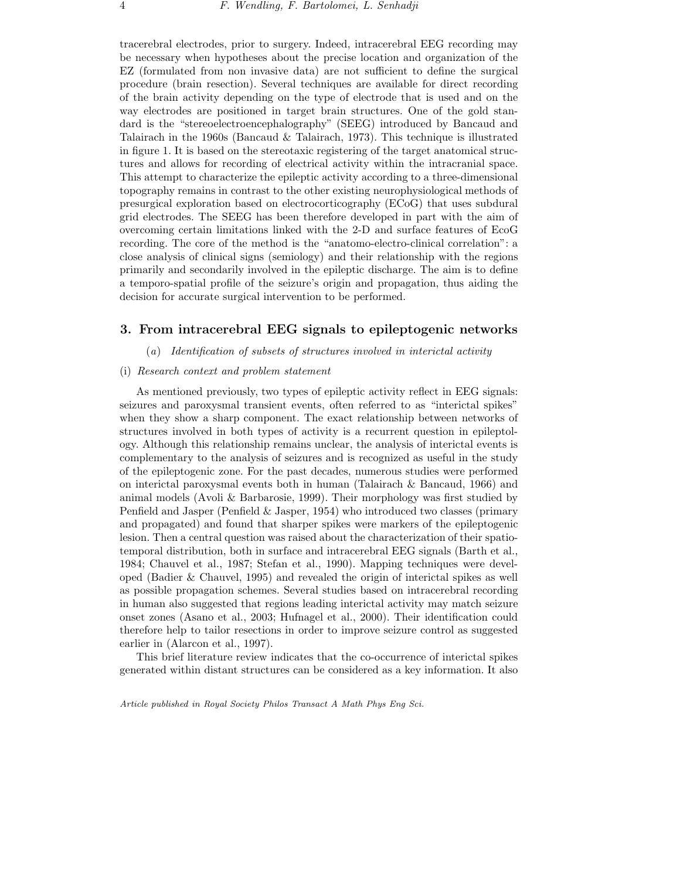tracerebral electrodes, prior to surgery. Indeed, intracerebral EEG recording may be necessary when hypotheses about the precise location and organization of the EZ (formulated from non invasive data) are not sufficient to define the surgical procedure (brain resection). Several techniques are available for direct recording of the brain activity depending on the type of electrode that is used and on the way electrodes are positioned in target brain structures. One of the gold standard is the "stereoelectroencephalography" (SEEG) introduced by Bancaud and Talairach in the 1960s (Bancaud & Talairach, 1973). This technique is illustrated in figure 1. It is based on the stereotaxic registering of the target anatomical structures and allows for recording of electrical activity within the intracranial space. This attempt to characterize the epileptic activity according to a three-dimensional topography remains in contrast to the other existing neurophysiological methods of presurgical exploration based on electrocorticography (ECoG) that uses subdural grid electrodes. The SEEG has been therefore developed in part with the aim of overcoming certain limitations linked with the 2-D and surface features of EcoG recording. The core of the method is the "anatomo-electro-clinical correlation": a close analysis of clinical signs (semiology) and their relationship with the regions primarily and secondarily involved in the epileptic discharge. The aim is to define a temporo-spatial profile of the seizure's origin and propagation, thus aiding the decision for accurate surgical intervention to be performed.

## 3. From intracerebral EEG signals to epileptogenic networks

### (*a*) *Identification of subsets of structures involved in interictal activity*

#### (i) *Research context and problem statement*

As mentioned previously, two types of epileptic activity reflect in EEG signals: seizures and paroxysmal transient events, often referred to as "interictal spikes" when they show a sharp component. The exact relationship between networks of structures involved in both types of activity is a recurrent question in epileptology. Although this relationship remains unclear, the analysis of interictal events is complementary to the analysis of seizures and is recognized as useful in the study of the epileptogenic zone. For the past decades, numerous studies were performed on interictal paroxysmal events both in human (Talairach & Bancaud, 1966) and animal models (Avoli & Barbarosie, 1999). Their morphology was first studied by Penfield and Jasper (Penfield & Jasper, 1954) who introduced two classes (primary and propagated) and found that sharper spikes were markers of the epileptogenic lesion. Then a central question was raised about the characterization of their spatio-temporal distribution, both in surface and intracerebral EEG signals (Barth et al., 1984; Chauvel et al., 1987; Stefan et al., 1990). Mapping techniques were developed (Badier & Chauvel, 1995) and revealed the origin of interictal spikes as well as possible propagation schemes. Several studies based on intracerebral recording in human also suggested that regions leading interictal activity may match seizure onset zones (Asano et al., 2003; Hufnagel et al., 2000). Their identification could therefore help to tailor resections in order to improve seizure control as suggested earlier in (Alarcon et al., 1997).

This brief literature review indicates that the co-occurrence of interictal spikes generated within distant structures can be considered as a key information. It also

*Article published in Royal Society Philos Transact A Math Phys Eng Sci.*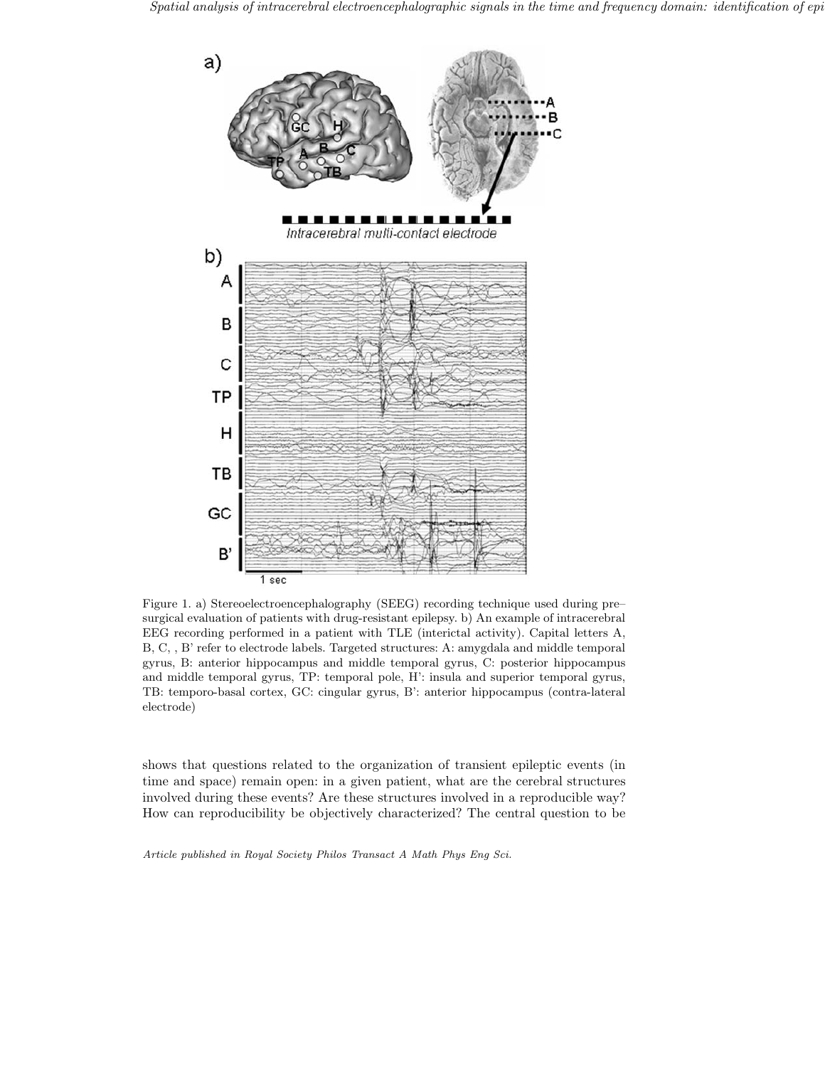Figure 1. a) Stereoelectroencephalography (SEEG) recording technique used during pre–surgical evaluation of patients with drug-resistant epilepsy. b) An example of intracerebral EEG recording performed in a patient with TLE (interictal activity). Capital letters A, B, C, , B' refer to electrode labels. Targeted structures: A: amygdala and middle temporal gyrus, B: anterior hippocampus and middle temporal gyrus, C: posterior hippocampus and middle temporal gyrus, TP: temporal pole, H': insula and superior temporal gyrus, TB: temporo-basal cortex, GC: cingular gyrus, B': anterior hippocampus (contra-lateral electrode)

shows that questions related to the organization of transient epileptic events (in time and space) remain open: in a given patient, what are the cerebral structures involved during these events? Are these structures involved in a reproducible way? How can reproducibility be objectively characterized? The central question to be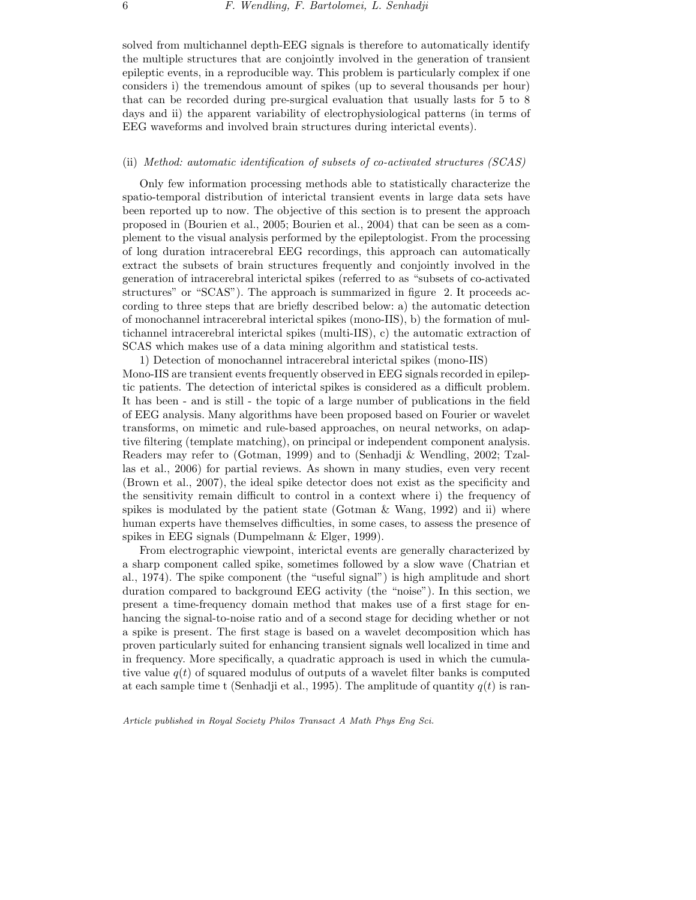solved from multichannel depth-EEG signals is therefore to automatically identify the multiple structures that are conjointly involved in the generation of transient epileptic events, in a reproducible way. This problem is particularly complex if one considers i) the tremendous amount of spikes (up to several thousands per hour) that can be recorded during pre-surgical evaluation that usually lasts for 5 to 8 days and ii) the apparent variability of electrophysiological patterns (in terms of EEG waveforms and involved brain structures during interictal events).

(ii) *Method: automatic identification of subsets of co-activated structures (SCAS)*

Only few information processing methods able to statistically characterize the spatio-temporal distribution of interictal transient events in large data sets have been reported up to now. The objective of this section is to present the approach proposed in (Bourien et al., 2005; Bourien et al., 2004) that can be seen as a complement to the visual analysis performed by the epileptologist. From the processing of long duration intracerebral EEG recordings, this approach can automatically extract the subsets of brain structures frequently and conjointly involved in the generation of intracerebral interictal spikes (referred to as "subsets of co-activated structures" or "SCAS"). The approach is summarized in figure 2. It proceeds according to three steps that are briefly described below: a) the automatic detection of monochannel intracerebral interictal spikes (mono-IIS), b) the formation of multichannel intracerebral interictal spikes (multi-IIS), c) the automatic extraction of SCAS which makes use of a data mining algorithm and statistical tests.

1) Detection of monochannel intracerebral interictal spikes (mono-IIS)
Mono-IIS are transient events frequently observed in EEG signals recorded in epileptic patients. The detection of interictal spikes is considered as a difficult problem. It has been - and is still - the topic of a large number of publications in the field of EEG analysis. Many algorithms have been proposed based on Fourier or wavelet transforms, on mimetic and rule-based approaches, on neural networks, on adaptive filtering (template matching), on principal or independent component analysis. Readers may refer to (Gotman, 1999) and to (Senhadji & Wendling, 2002; Tzallas et al., 2006) for partial reviews. As shown in many studies, even very recent (Brown et al., 2007), the ideal spike detector does not exist as the specificity and the sensitivity remain difficult to control in a context where i) the frequency of spikes is modulated by the patient state (Gotman & Wang, 1992) and ii) where human experts have themselves difficulties, in some cases, to assess the presence of spikes in EEG signals (Dumpelmann & Elger, 1999).

From electrographic viewpoint, interictal events are generally characterized by a sharp component called spike, sometimes followed by a slow wave (Chatrian et al., 1974). The spike component (the "useful signal") is high amplitude and short duration compared to background EEG activity (the "noise"). In this section, we present a time-frequency domain method that makes use of a first stage for enhancing the signal-to-noise ratio and of a second stage for deciding whether or not a spike is present. The first stage is based on a wavelet decomposition which has proven particularly suited for enhancing transient signals well localized in time and in frequency. More specifically, a quadratic approach is used in which the cumulative value $q(t)$ of squared modulus of outputs of a wavelet filter banks is computed at each sample time t (Senhadji et al., 1995). The amplitude of quantity $q(t)$ is ran-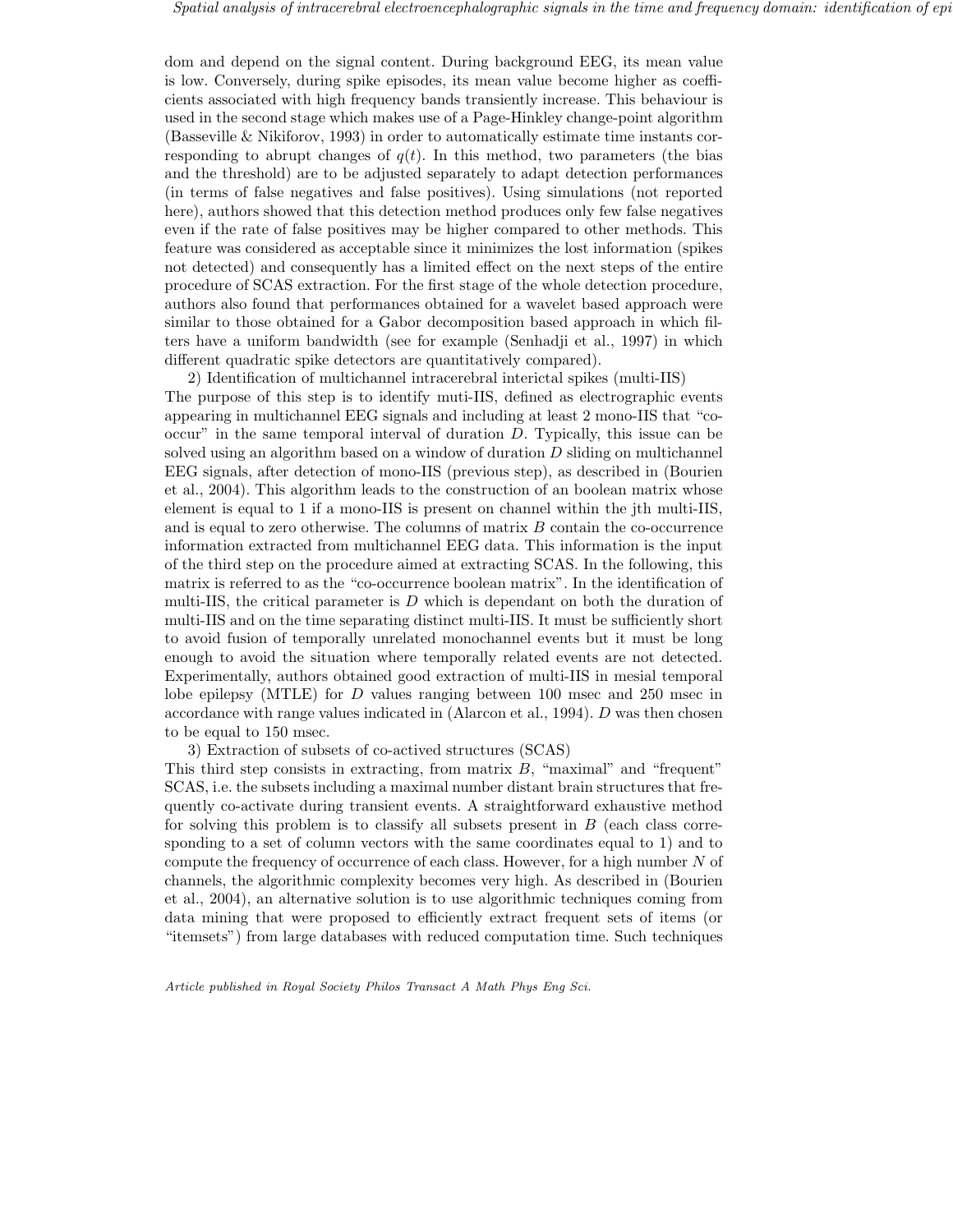dom and depend on the signal content. During background EEG, its mean value is low. Conversely, during spike episodes, its mean value become higher as coefficients associated with high frequency bands transiently increase. This behaviour is used in the second stage which makes use of a Page-Hinkley change-point algorithm (Basseville & Nikiforov, 1993) in order to automatically estimate time instants corresponding to abrupt changes of $q(t)$. In this method, two parameters (the bias and the threshold) are to be adjusted separately to adapt detection performances (in terms of false negatives and false positives). Using simulations (not reported here), authors showed that this detection method produces only few false negatives even if the rate of false positives may be higher compared to other methods. This feature was considered as acceptable since it minimizes the lost information (spikes not detected) and consequently has a limited effect on the next steps of the entire procedure of SCAS extraction. For the first stage of the whole detection procedure, authors also found that performances obtained for a wavelet based approach were similar to those obtained for a Gabor decomposition based approach in which filters have a uniform bandwidth (see for example (Senhadji et al., 1997) in which different quadratic spike detectors are quantitatively compared).

2) Identification of multichannel intracerebral interictal spikes (multi-IIS)
The purpose of this step is to identify muti-IIS, defined as electrographic events appearing in multichannel EEG signals and including at least 2 mono-IIS that "co-occur" in the same temporal interval of duration $D$. Typically, this issue can be solved using an algorithm based on a window of duration $D$ sliding on multichannel EEG signals, after detection of mono-IIS (previous step), as described in (Bourien et al., 2004). This algorithm leads to the construction of an boolean matrix whose element is equal to 1 if a mono-IIS is present on channel within the jth multi-IIS, and is equal to zero otherwise. The columns of matrix $B$ contain the co-occurrence information extracted from multichannel EEG data. This information is the input of the third step on the procedure aimed at extracting SCAS. In the following, this matrix is referred to as the "co-occurrence boolean matrix". In the identification of multi-IIS, the critical parameter is $D$ which is dependant on both the duration of multi-IIS and on the time separating distinct multi-IIS. It must be sufficiently short to avoid fusion of temporally unrelated monochannel events but it must be long enough to avoid the situation where temporally related events are not detected. Experimentally, authors obtained good extraction of multi-IIS in mesial temporal lobe epilepsy (MTLE) for $D$ values ranging between 100 msec and 250 msec in accordance with range values indicated in (Alarcon et al., 1994). $D$ was then chosen to be equal to 150 msec.

3) Extraction of subsets of co-actived structures (SCAS)
This third step consists in extracting, from matrix $B$, "maximal" and "frequent" SCAS, i.e. the subsets including a maximal number distant brain structures that frequently co-activate during transient events. A straightforward exhaustive method for solving this problem is to classify all subsets present in $B$ (each class corresponding to a set of column vectors with the same coordinates equal to 1) and to compute the frequency of occurrence of each class. However, for a high number $N$ of channels, the algorithmic complexity becomes very high. As described in (Bourien et al., 2004), an alternative solution is to use algorithmic techniques coming from data mining that were proposed to efficiently extract frequent sets of items (or "itemsets") from large databases with reduced computation time. Such techniques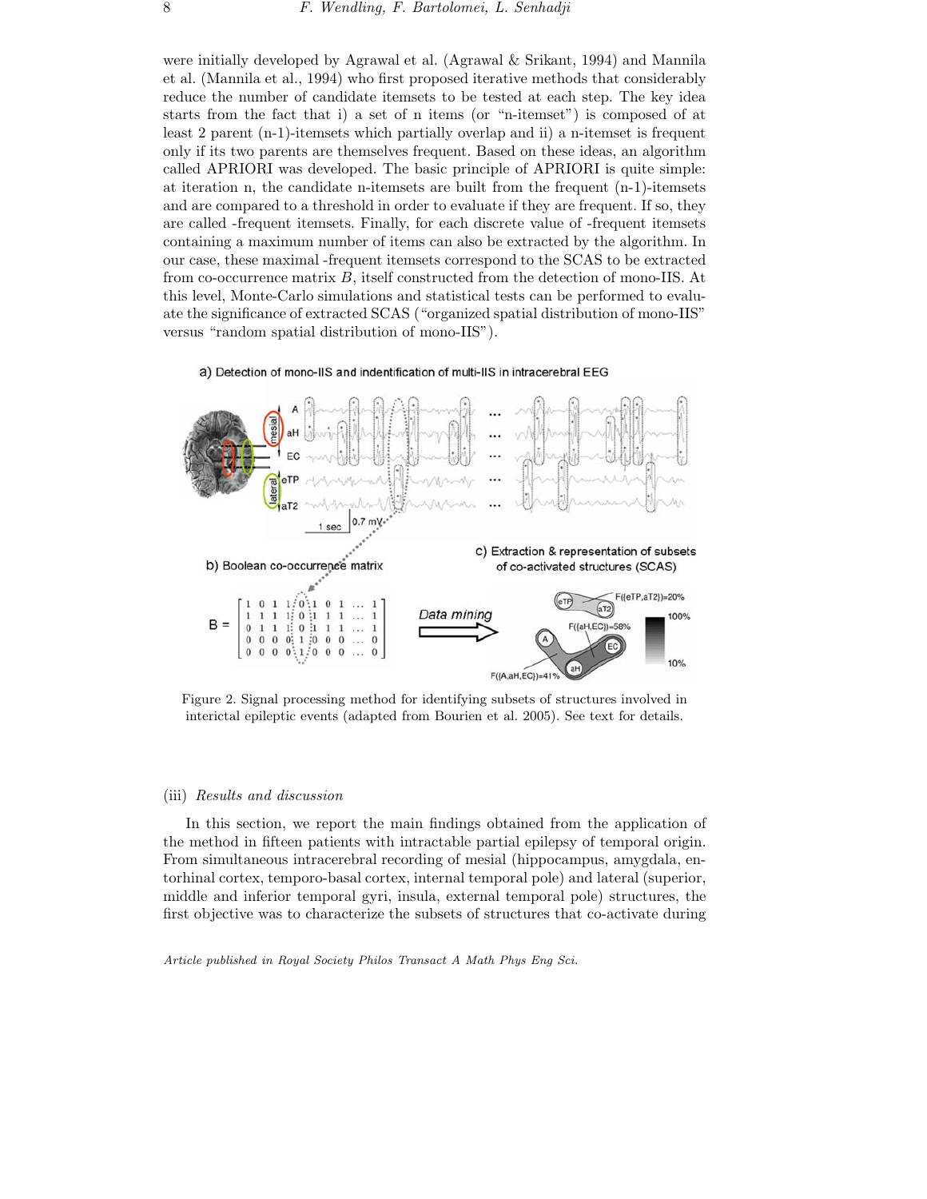were initially developed by Agrawal et al. (Agrawal & Srikant, 1994) and Mannila et al. (Mannila et al., 1994) who first proposed iterative methods that considerably reduce the number of candidate itemsets to be tested at each step. The key idea starts from the fact that i) a set of n items (or "n-itemset") is composed of at least 2 parent (n-1)-itemsets which partially overlap and ii) a n-itemset is frequent only if its two parents are themselves frequent. Based on these ideas, an algorithm called APRIORI was developed. The basic principle of APRIORI is quite simple: at iteration n, the candidate n-itemsets are built from the frequent (n-1)-itemsets and are compared to a threshold in order to evaluate if they are frequent. If so, they are called -frequent itemsets. Finally, for each discrete value of -frequent itemsets containing a maximum number of items can also be extracted by the algorithm. In our case, these maximal -frequent itemsets correspond to the SCAS to be extracted from co-occurrence matrix $B$, itself constructed from the detection of mono-IIS. At this level, Monte-Carlo simulations and statistical tests can be performed to evaluate the significance of extracted SCAS ("organized spatial distribution of mono-IIS" versus "random spatial distribution of mono-IIS").

Figure 2. Signal processing method for identifying subsets of structures involved in interictal epileptic events (adapted from Bourien et al. 2005). See text for details.

### (iii) *Results and discussion*

In this section, we report the main findings obtained from the application of the method in fifteen patients with intractable partial epilepsy of temporal origin. From simultaneous intracerebral recording of mesial (hippocampus, amygdala, entorhinal cortex, temporo-basal cortex, internal temporal pole) and lateral (superior, middle and inferior temporal gyri, insula, external temporal pole) structures, the first objective was to characterize the subsets of structures that co-activate during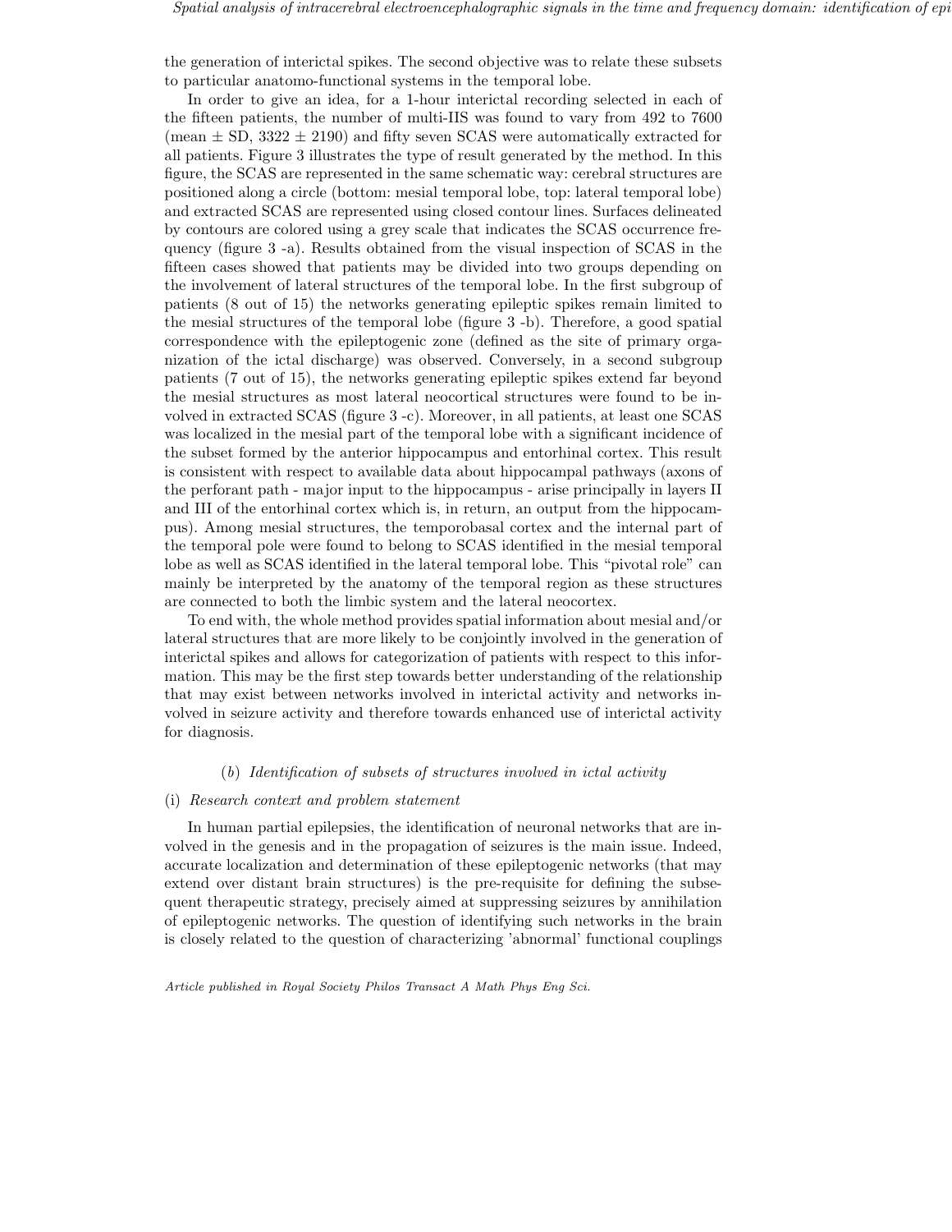the generation of interictal spikes. The second objective was to relate these subsets to particular anatomo-functional systems in the temporal lobe.

In order to give an idea, for a 1-hour interictal recording selected in each of the fifteen patients, the number of multi-IIS was found to vary from 492 to 7600 (mean $\pm$ SD, 3322 $\pm$ 2190) and fifty seven SCAS were automatically extracted for all patients. Figure 3 illustrates the type of result generated by the method. In this figure, the SCAS are represented in the same schematic way: cerebral structures are positioned along a circle (bottom: mesial temporal lobe, top: lateral temporal lobe) and extracted SCAS are represented using closed contour lines. Surfaces delineated by contours are colored using a grey scale that indicates the SCAS occurrence frequency (figure 3 -a). Results obtained from the visual inspection of SCAS in the fifteen cases showed that patients may be divided into two groups depending on the involvement of lateral structures of the temporal lobe. In the first subgroup of patients (8 out of 15) the networks generating epileptic spikes remain limited to the mesial structures of the temporal lobe (figure 3 -b). Therefore, a good spatial correspondence with the epileptogenic zone (defined as the site of primary organization of the ictal discharge) was observed. Conversely, in a second subgroup patients (7 out of 15), the networks generating epileptic spikes extend far beyond the mesial structures as most lateral neocortical structures were found to be involved in extracted SCAS (figure 3 -c). Moreover, in all patients, at least one SCAS was localized in the mesial part of the temporal lobe with a significant incidence of the subset formed by the anterior hippocampus and entorhinal cortex. This result is consistent with respect to available data about hippocampal pathways (axons of the perforant path - major input to the hippocampus - arise principally in layers II and III of the entorhinal cortex which is, in return, an output from the hippocampus). Among mesial structures, the temporobasal cortex and the internal part of the temporal pole were found to belong to SCAS identified in the mesial temporal lobe as well as SCAS identified in the lateral temporal lobe. This "pivotal role" can mainly be interpreted by the anatomy of the temporal region as these structures are connected to both the limbic system and the lateral neocortex.

To end with, the whole method provides spatial information about mesial and/or lateral structures that are more likely to be conjointly involved in the generation of interictal spikes and allows for categorization of patients with respect to this information. This may be the first step towards better understanding of the relationship that may exist between networks involved in interictal activity and networks involved in seizure activity and therefore towards enhanced use of interictal activity for diagnosis.

### (b) *Identification of subsets of structures involved in ictal activity*

#### (i) *Research context and problem statement*

In human partial epilepsies, the identification of neuronal networks that are involved in the genesis and in the propagation of seizures is the main issue. Indeed, accurate localization and determination of these epileptogenic networks (that may extend over distant brain structures) is the pre-requisite for defining the subsequent therapeutic strategy, precisely aimed at suppressing seizures by annihilation of epileptogenic networks. The question of identifying such networks in the brain is closely related to the question of characterizing 'abnormal' functional couplings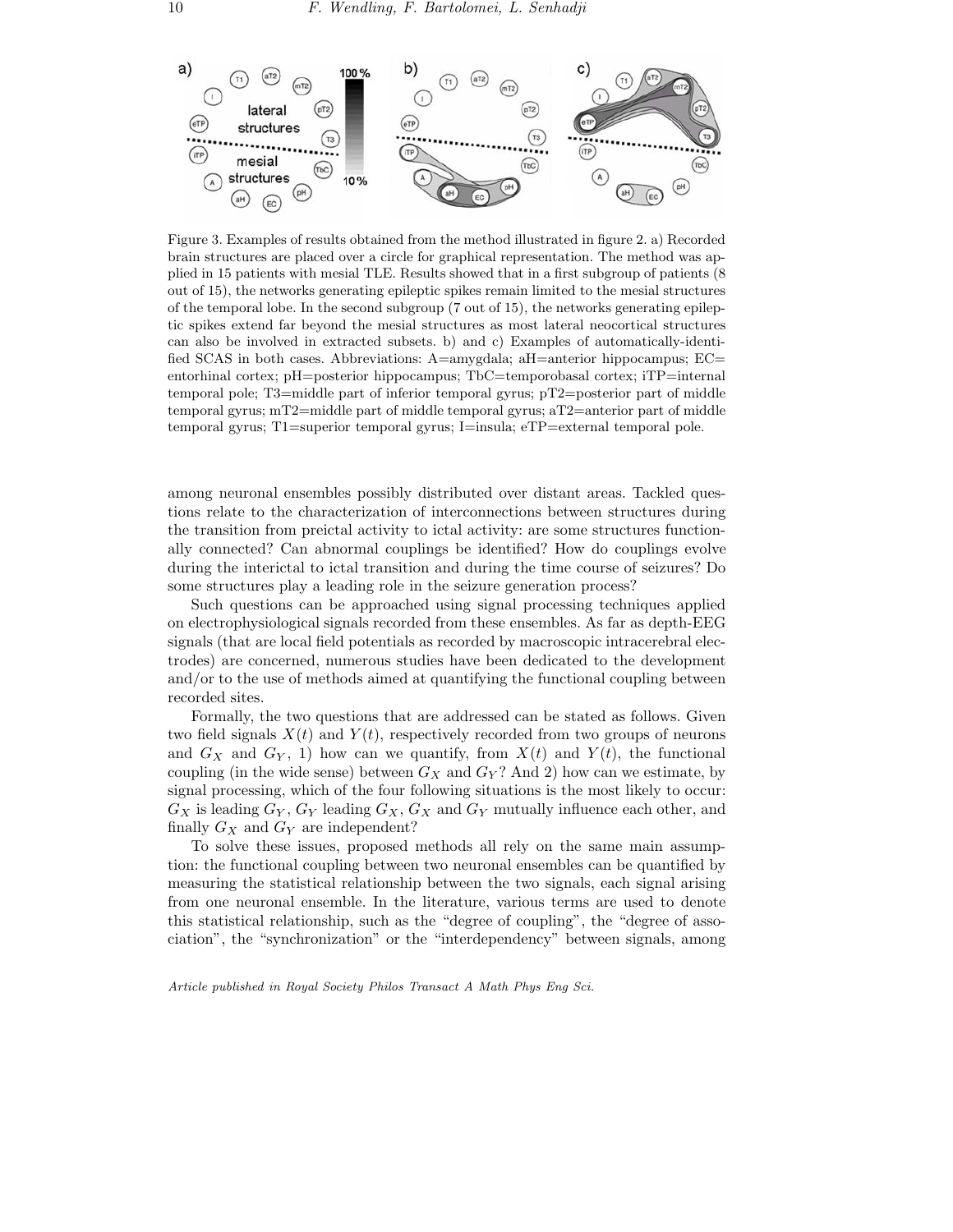Figure 3. Examples of results obtained from the method illustrated in figure 2. a) Recorded brain structures are placed over a circle for graphical representation. The method was applied in 15 patients with mesial TLE. Results showed that in a first subgroup of patients (8 out of 15), the networks generating epileptic spikes remain limited to the mesial structures of the temporal lobe. In the second subgroup (7 out of 15), the networks generating epileptic spikes extend far beyond the mesial structures as most lateral neocortical structures can also be involved in extracted subsets. b) and c) Examples of automatically-identified SCAS in both cases. Abbreviations: A=amygdala; aH=anterior hippocampus; EC= entorhinal cortex; pH=posterior hippocampus; TbC=temporobasal cortex; iTP=internal temporal pole; T3=middle part of inferior temporal gyrus; pT2=posterior part of middle temporal gyrus; mT2=middle part of middle temporal gyrus; aT2=anterior part of middle temporal gyrus; T1=superior temporal gyrus; I=insula; eTP=external temporal pole.

among neuronal ensembles possibly distributed over distant areas. Tackled questions relate to the characterization of interconnections between structures during the transition from preictal activity to ictal activity: are some structures functionally connected? Can abnormal couplings be identified? How do couplings evolve during the interictal to ictal transition and during the time course of seizures? Do some structures play a leading role in the seizure generation process?

Such questions can be approached using signal processing techniques applied on electrophysiological signals recorded from these ensembles. As far as depth-EEG signals (that are local field potentials as recorded by macroscopic intracerebral electrodes) are concerned, numerous studies have been dedicated to the development and/or to the use of methods aimed at quantifying the functional coupling between recorded sites.

Formally, the two questions that are addressed can be stated as follows. Given two field signals $X(t)$ and $Y(t)$, respectively recorded from two groups of neurons and $G_X$ and $G_Y$, 1) how can we quantify, from $X(t)$ and $Y(t)$, the functional coupling (in the wide sense) between $G_X$ and $G_Y$? And 2) how can we estimate, by signal processing, which of the four following situations is the most likely to occur: $G_X$ is leading $G_Y$, $G_Y$ leading $G_X$, $G_X$ and $G_Y$ mutually influence each other, and finally $G_X$ and $G_Y$ are independent?

To solve these issues, proposed methods all rely on the same main assumption: the functional coupling between two neuronal ensembles can be quantified by measuring the statistical relationship between the two signals, each signal arising from one neuronal ensemble. In the literature, various terms are used to denote this statistical relationship, such as the "degree of coupling", the "degree of association", the "synchronization" or the "interdependency" between signals, among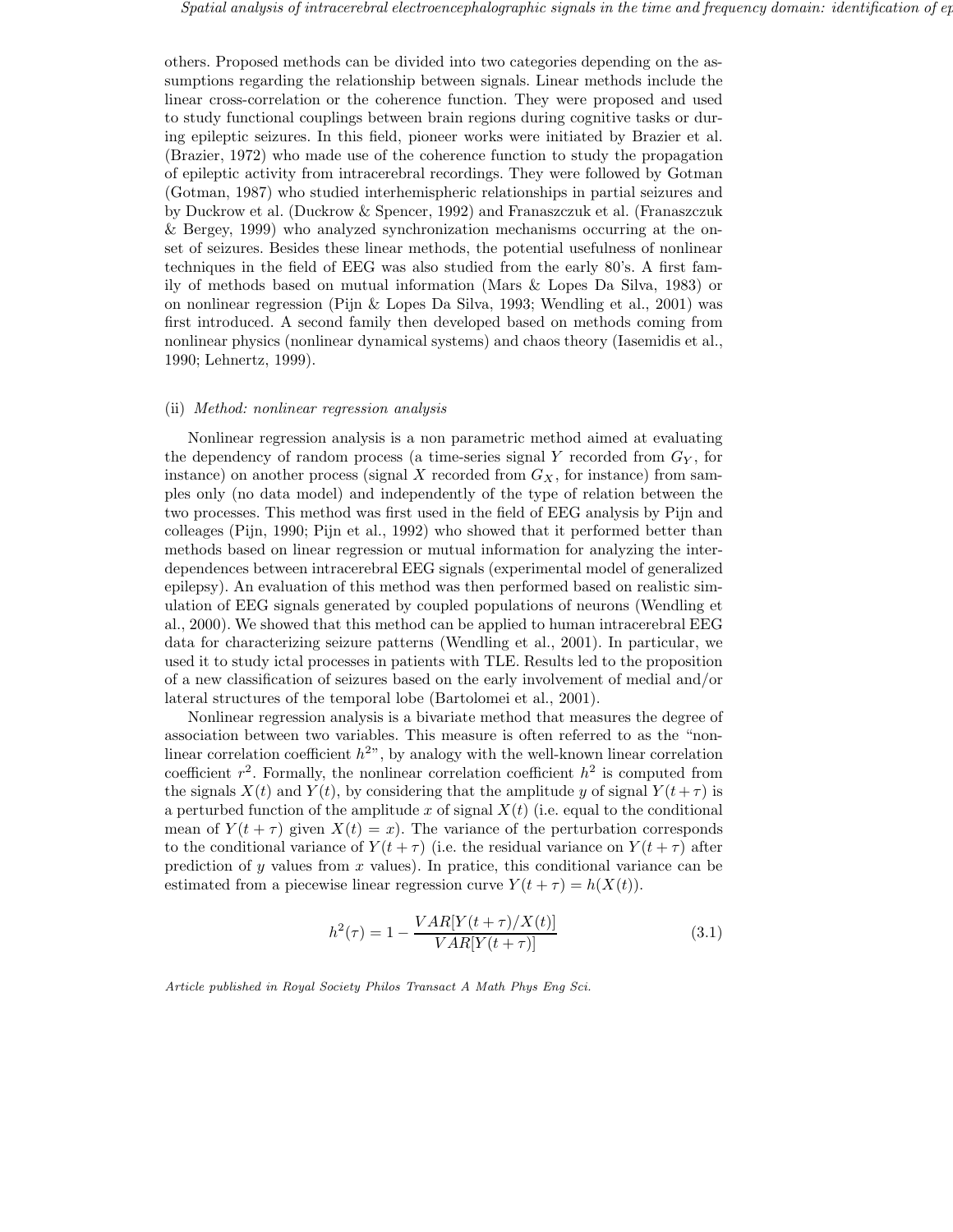others. Proposed methods can be divided into two categories depending on the assumptions regarding the relationship between signals. Linear methods include the linear cross-correlation or the coherence function. They were proposed and used to study functional couplings between brain regions during cognitive tasks or during epileptic seizures. In this field, pioneer works were initiated by Brazier et al. (Brazier, 1972) who made use of the coherence function to study the propagation of epileptic activity from intracerebral recordings. They were followed by Gotman (Gotman, 1987) who studied interhemispheric relationships in partial seizures and by Duckrow et al. (Duckrow & Spencer, 1992) and Franaszczuk et al. (Franaszczuk & Bergey, 1999) who analyzed synchronization mechanisms occurring at the onset of seizures. Besides these linear methods, the potential usefulness of nonlinear techniques in the field of EEG was also studied from the early 80's. A first family of methods based on mutual information (Mars & Lopes Da Silva, 1983) or on nonlinear regression (Pijn & Lopes Da Silva, 1993; Wendling et al., 2001) was first introduced. A second family then developed based on methods coming from nonlinear physics (nonlinear dynamical systems) and chaos theory (Iasemidis et al., 1990; Lehnertz, 1999).

(ii) *Method: nonlinear regression analysis*

Nonlinear regression analysis is a non parametric method aimed at evaluating the dependency of random process (a time-series signal $Y$ recorded from $G_Y$, for instance) on another process (signal $X$ recorded from $G_X$, for instance) from samples only (no data model) and independently of the type of relation between the two processes. This method was first used in the field of EEG analysis by Pijn and colleages (Pijn, 1990; Pijn et al., 1992) who showed that it performed better than methods based on linear regression or mutual information for analyzing the interdependences between intracerebral EEG signals (experimental model of generalized epilepsy). An evaluation of this method was then performed based on realistic simulation of EEG signals generated by coupled populations of neurons (Wendling et al., 2000). We showed that this method can be applied to human intracerebral EEG data for characterizing seizure patterns (Wendling et al., 2001). In particular, we used it to study ictal processes in patients with TLE. Results led to the proposition of a new classification of seizures based on the early involvement of medial and/or lateral structures of the temporal lobe (Bartolomei et al., 2001).

Nonlinear regression analysis is a bivariate method that measures the degree of association between two variables. This measure is often referred to as the "nonlinear correlation coefficient $h^2$", by analogy with the well-known linear correlation coefficient $r^2$. Formally, the nonlinear correlation coefficient $h^2$ is computed from the signals $X(t)$ and $Y(t)$, by considering that the amplitude $y$ of signal $Y(t+\tau)$ is a perturbed function of the amplitude $x$ of signal $X(t)$ (i.e. equal to the conditional mean of $Y(t+\tau)$ given $X(t) = x$). The variance of the perturbation corresponds to the conditional variance of $Y(t+\tau)$ (i.e. the residual variance on $Y(t+\tau)$ after prediction of $y$ values from $x$ values). In pratice, this conditional variance can be estimated from a piecewise linear regression curve $Y(t+\tau) = h(X(t))$.

$$h^2(\tau) = 1 - \frac{VAR[Y(t+\tau)/X(t)]}{VAR[Y(t+\tau)]} \tag{3.1}$$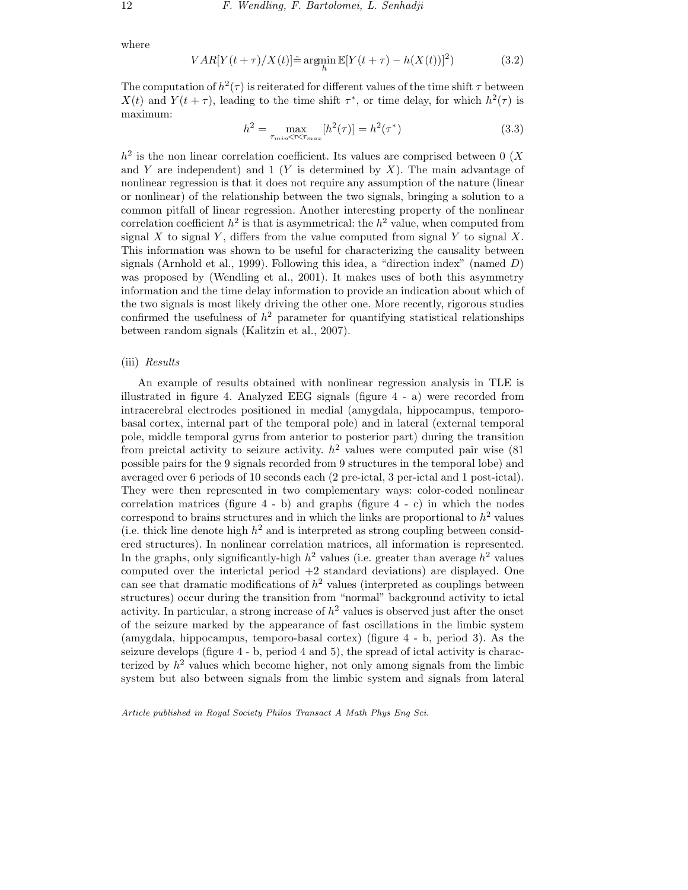where

$$VAR[Y(t+\tau)/X(t)] \hat{=} \arg\min_h \mathbb{E}[Y(t+\tau) - h(X(t))]^2) \tag{3.2}$$

The computation of $h^2(\tau)$ is reiterated for different values of the time shift $\tau$ between $X(t)$ and $Y(t+\tau)$, leading to the time shift $\tau^*$, or time delay, for which $h^2(\tau)$ is maximum:

$$h^2 = \max_{\tau_{min}<\tau<\tau_{max}} [h^2(\tau)] = h^2(\tau^*) \tag{3.3}$$

$h^2$ is the non linear correlation coefficient. Its values are comprised between 0 ($X$ and $Y$ are independent) and 1 ($Y$ is determined by $X$). The main advantage of nonlinear regression is that it does not require any assumption of the nature (linear or nonlinear) of the relationship between the two signals, bringing a solution to a common pitfall of linear regression. Another interesting property of the nonlinear correlation coefficient $h^2$ is that is asymmetrical: the $h^2$ value, when computed from signal $X$ to signal $Y$, differs from the value computed from signal $Y$ to signal $X$. This information was shown to be useful for characterizing the causality between signals (Arnhold et al., 1999). Following this idea, a "direction index" (named $D$) was proposed by (Wendling et al., 2001). It makes uses of both this asymmetry information and the time delay information to provide an indication about which of the two signals is most likely driving the other one. More recently, rigorous studies confirmed the usefulness of $h^2$ parameter for quantifying statistical relationships between random signals (Kalitzin et al., 2007).

(iii) *Results*

An example of results obtained with nonlinear regression analysis in TLE is illustrated in figure 4. Analyzed EEG signals (figure 4 - a) were recorded from intracerebral electrodes positioned in medial (amygdala, hippocampus, temporo-basal cortex, internal part of the temporal pole) and in lateral (external temporal pole, middle temporal gyrus from anterior to posterior part) during the transition from preictal activity to seizure activity. $h^2$ values were computed pair wise (81 possible pairs for the 9 signals recorded from 9 structures in the temporal lobe) and averaged over 6 periods of 10 seconds each (2 pre-ictal, 3 per-ictal and 1 post-ictal). They were then represented in two complementary ways: color-coded nonlinear correlation matrices (figure 4 - b) and graphs (figure 4 - c) in which the nodes correspond to brains structures and in which the links are proportional to $h^2$ values (i.e. thick line denote high $h^2$ and is interpreted as strong coupling between considered structures). In nonlinear correlation matrices, all information is represented. In the graphs, only significantly-high $h^2$ values (i.e. greater than average $h^2$ values computed over the interictal period +2 standard deviations) are displayed. One can see that dramatic modifications of $h^2$ values (interpreted as couplings between structures) occur during the transition from "normal" background activity to ictal activity. In particular, a strong increase of $h^2$ values is observed just after the onset of the seizure marked by the appearance of fast oscillations in the limbic system (amygdala, hippocampus, temporo-basal cortex) (figure 4 - b, period 3). As the seizure develops (figure 4 - b, period 4 and 5), the spread of ictal activity is characterized by $h^2$ values which become higher, not only among signals from the limbic system but also between signals from the limbic system and signals from lateral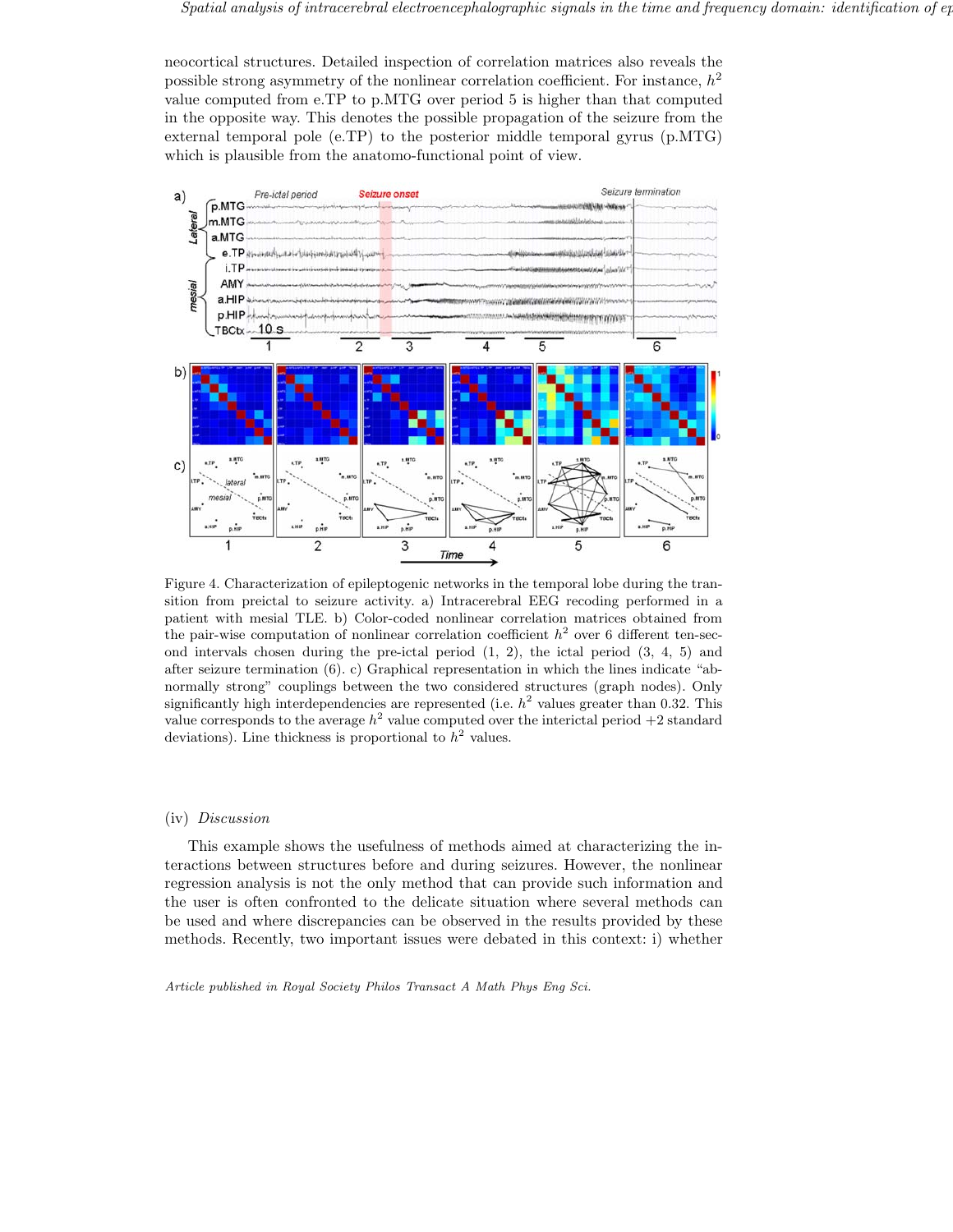neocortical structures. Detailed inspection of correlation matrices also reveals the possible strong asymmetry of the nonlinear correlation coefficient. For instance, $h^2$ value computed from e.TP to p.MTG over period 5 is higher than that computed in the opposite way. This denotes the possible propagation of the seizure from the external temporal pole (e.TP) to the posterior middle temporal gyrus (p.MTG) which is plausible from the anatomo-functional point of view.

Figure 4. Characterization of epileptogenic networks in the temporal lobe during the transition from preictal to seizure activity. a) Intracerebral EEG recoding performed in a patient with mesial TLE. b) Color-coded nonlinear correlation matrices obtained from the pair-wise computation of nonlinear correlation coefficient $h^2$ over 6 different ten-second intervals chosen during the pre-ictal period (1, 2), the ictal period (3, 4, 5) and after seizure termination (6). c) Graphical representation in which the lines indicate "abnormally strong" couplings between the two considered structures (graph nodes). Only significantly high interdependencies are represented (i.e. $h^2$ values greater than 0.32. This value corresponds to the average $h^2$ value computed over the interictal period +2 standard deviations). Line thickness is proportional to $h^2$ values.

(iv) *Discussion*

This example shows the usefulness of methods aimed at characterizing the interactions between structures before and during seizures. However, the nonlinear regression analysis is not the only method that can provide such information and the user is often confronted to the delicate situation where several methods can be used and where discrepancies can be observed in the results provided by these methods. Recently, two important issues were debated in this context: i) whether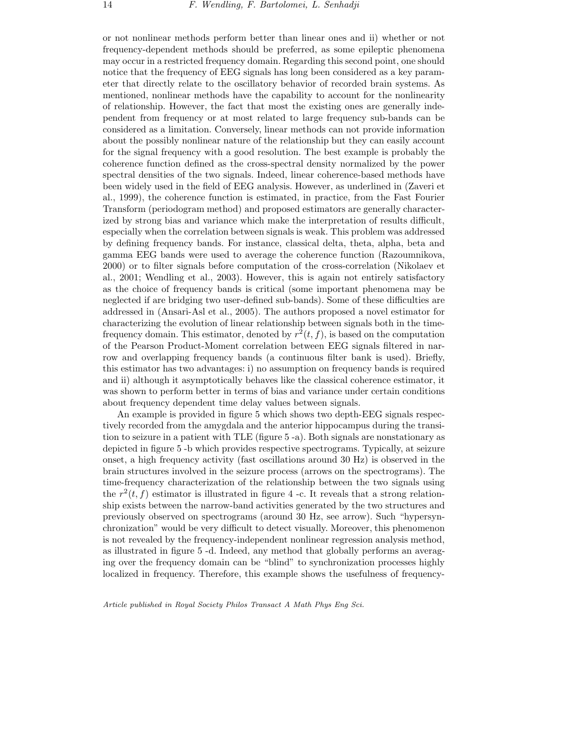or not nonlinear methods perform better than linear ones and ii) whether or not frequency-dependent methods should be preferred, as some epileptic phenomena may occur in a restricted frequency domain. Regarding this second point, one should notice that the frequency of EEG signals has long been considered as a key parameter that directly relate to the oscillatory behavior of recorded brain systems. As mentioned, nonlinear methods have the capability to account for the nonlinearity of relationship. However, the fact that most the existing ones are generally independent from frequency or at most related to large frequency sub-bands can be considered as a limitation. Conversely, linear methods can not provide information about the possibly nonlinear nature of the relationship but they can easily account for the signal frequency with a good resolution. The best example is probably the coherence function defined as the cross-spectral density normalized by the power spectral densities of the two signals. Indeed, linear coherence-based methods have been widely used in the field of EEG analysis. However, as underlined in (Zaveri et al., 1999), the coherence function is estimated, in practice, from the Fast Fourier Transform (periodogram method) and proposed estimators are generally characterized by strong bias and variance which make the interpretation of results difficult, especially when the correlation between signals is weak. This problem was addressed by defining frequency bands. For instance, classical delta, theta, alpha, beta and gamma EEG bands were used to average the coherence function (Razoumnikova, 2000) or to filter signals before computation of the cross-correlation (Nikolaev et al., 2001; Wendling et al., 2003). However, this is again not entirely satisfactory as the choice of frequency bands is critical (some important phenomena may be neglected if are bridging two user-defined sub-bands). Some of these difficulties are addressed in (Ansari-Asl et al., 2005). The authors proposed a novel estimator for characterizing the evolution of linear relationship between signals both in the time-frequency domain. This estimator, denoted by $r^2(t, f)$, is based on the computation of the Pearson Product-Moment correlation between EEG signals filtered in narrow and overlapping frequency bands (a continuous filter bank is used). Briefly, this estimator has two advantages: i) no assumption on frequency bands is required and ii) although it asymptotically behaves like the classical coherence estimator, it was shown to perform better in terms of bias and variance under certain conditions about frequency dependent time delay values between signals.

An example is provided in figure 5 which shows two depth-EEG signals respectively recorded from the amygdala and the anterior hippocampus during the transition to seizure in a patient with TLE (figure 5 -a). Both signals are nonstationary as depicted in figure 5 -b which provides respective spectrograms. Typically, at seizure onset, a high frequency activity (fast oscillations around 30 Hz) is observed in the brain structures involved in the seizure process (arrows on the spectrograms). The time-frequency characterization of the relationship between the two signals using the $r^2(t, f)$ estimator is illustrated in figure 4 -c. It reveals that a strong relationship exists between the narrow-band activities generated by the two structures and previously observed on spectrograms (around 30 Hz, see arrow). Such "hypersynchronization" would be very difficult to detect visually. Moreover, this phenomenon is not revealed by the frequency-independent nonlinear regression analysis method, as illustrated in figure 5 -d. Indeed, any method that globally performs an averaging over the frequency domain can be "blind" to synchronization processes highly localized in frequency. Therefore, this example shows the usefulness of frequency-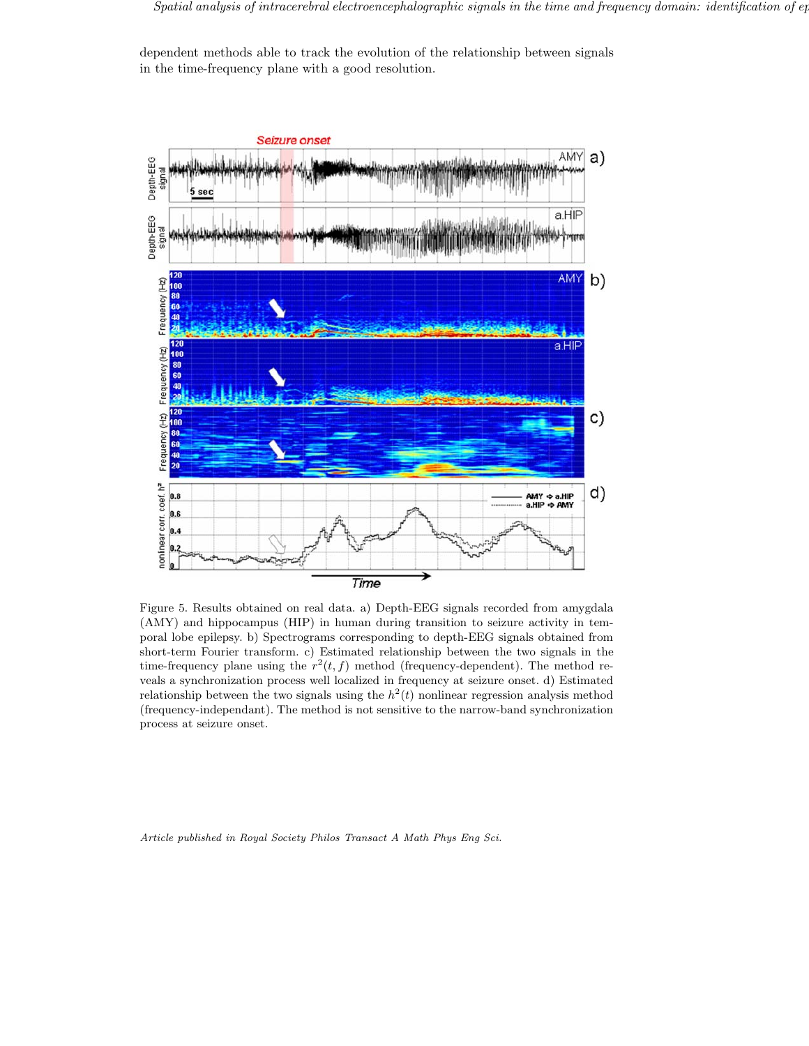dependent methods able to track the evolution of the relationship between signals in the time-frequency plane with a good resolution.

Figure 5. Results obtained on real data. a) Depth-EEG signals recorded from amygdala (AMY) and hippocampus (HIP) in human during transition to seizure activity in temporal lobe epilepsy. b) Spectrograms corresponding to depth-EEG signals obtained from short-term Fourier transform. c) Estimated relationship between the two signals in the time-frequency plane using the $r^2(t, f)$ method (frequency-dependent). The method reveals a synchronization process well localized in frequency at seizure onset. d) Estimated relationship between the two signals using the $h^2(t)$ nonlinear regression analysis method (frequency-independant). The method is not sensitive to the narrow-band synchronization process at seizure onset.

*Article published in Royal Society Philos Transact A Math Phys Eng Sci.*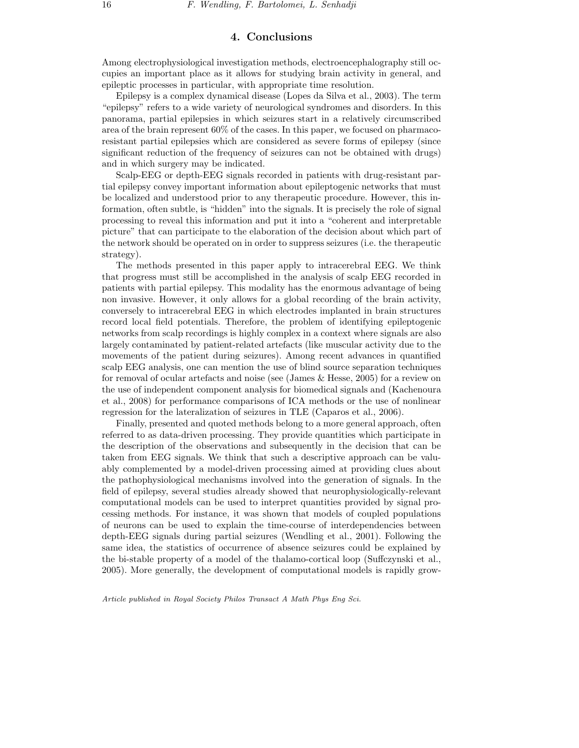## 4. Conclusions

Among electrophysiological investigation methods, electroencephalography still occupies an important place as it allows for studying brain activity in general, and epileptic processes in particular, with appropriate time resolution.

Epilepsy is a complex dynamical disease (Lopes da Silva et al., 2003). The term "epilepsy" refers to a wide variety of neurological syndromes and disorders. In this panorama, partial epilepsies in which seizures start in a relatively circumscribed area of the brain represent 60% of the cases. In this paper, we focused on pharmaco-resistant partial epilepsies which are considered as severe forms of epilepsy (since significant reduction of the frequency of seizures can not be obtained with drugs) and in which surgery may be indicated.

Scalp-EEG or depth-EEG signals recorded in patients with drug-resistant partial epilepsy convey important information about epileptogenic networks that must be localized and understood prior to any therapeutic procedure. However, this information, often subtle, is "hidden" into the signals. It is precisely the role of signal processing to reveal this information and put it into a "coherent and interpretable picture" that can participate to the elaboration of the decision about which part of the network should be operated on in order to suppress seizures (i.e. the therapeutic strategy).

The methods presented in this paper apply to intracerebral EEG. We think that progress must still be accomplished in the analysis of scalp EEG recorded in patients with partial epilepsy. This modality has the enormous advantage of being non invasive. However, it only allows for a global recording of the brain activity, conversely to intracerebral EEG in which electrodes implanted in brain structures record local field potentials. Therefore, the problem of identifying epileptogenic networks from scalp recordings is highly complex in a context where signals are also largely contaminated by patient-related artefacts (like muscular activity due to the movements of the patient during seizures). Among recent advances in quantified scalp EEG analysis, one can mention the use of blind source separation techniques for removal of ocular artefacts and noise (see (James & Hesse, 2005) for a review on the use of independent component analysis for biomedical signals and (Kachenoura et al., 2008) for performance comparisons of ICA methods or the use of nonlinear regression for the lateralization of seizures in TLE (Caparos et al., 2006).

Finally, presented and quoted methods belong to a more general approach, often referred to as data-driven processing. They provide quantities which participate in the description of the observations and subsequently in the decision that can be taken from EEG signals. We think that such a descriptive approach can be valuably complemented by a model-driven processing aimed at providing clues about the pathophysiological mechanisms involved into the generation of signals. In the field of epilepsy, several studies already showed that neurophysiologically-relevant computational models can be used to interpret quantities provided by signal processing methods. For instance, it was shown that models of coupled populations of neurons can be used to explain the time-course of interdependencies between depth-EEG signals during partial seizures (Wendling et al., 2001). Following the same idea, the statistics of occurrence of absence seizures could be explained by the bi-stable property of a model of the thalamo-cortical loop (Suffczynski et al., 2005). More generally, the development of computational models is rapidly grow-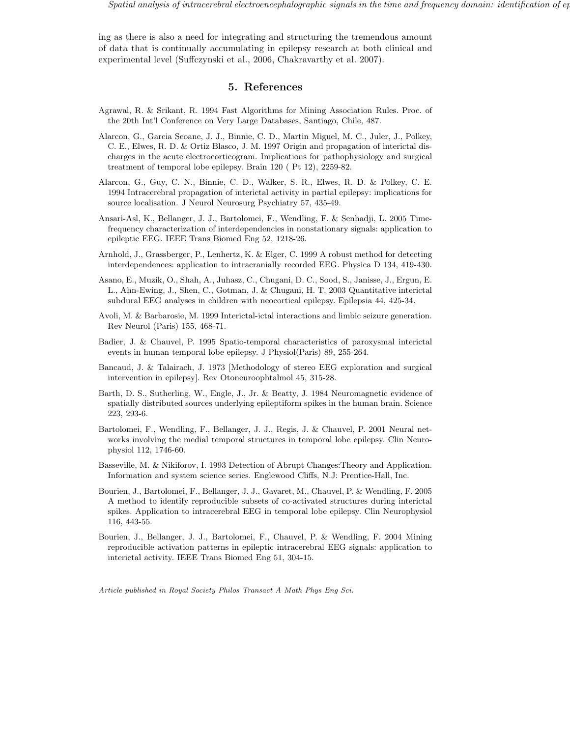ing as there is also a need for integrating and structuring the tremendous amount of data that is continually accumulating in epilepsy research at both clinical and experimental level (Suffczynski et al., 2006, Chakravarthy et al. 2007).

## 5. References

Agrawal, R. & Srikant, R. 1994 Fast Algorithms for Mining Association Rules. Proc. of the 20th Int'l Conference on Very Large Databases, Santiago, Chile, 487.

Alarcon, G., Garcia Seoane, J. J., Binnie, C. D., Martin Miguel, M. C., Juler, J., Polkey, C. E., Elwes, R. D. & Ortiz Blasco, J. M. 1997 Origin and propagation of interictal discharges in the acute electrocorticogram. Implications for pathophysiology and surgical treatment of temporal lobe epilepsy. Brain 120 ( Pt 12), 2259-82.

Alarcon, G., Guy, C. N., Binnie, C. D., Walker, S. R., Elwes, R. D. & Polkey, C. E. 1994 Intracerebral propagation of interictal activity in partial epilepsy: implications for source localisation. J Neurol Neurosurg Psychiatry 57, 435-49.

Ansari-Asl, K., Bellanger, J. J., Bartolomei, F., Wendling, F. & Senhadji, L. 2005 Time-frequency characterization of interdependencies in nonstationary signals: application to epileptic EEG. IEEE Trans Biomed Eng 52, 1218-26.

Arnhold, J., Grassberger, P., Lenhertz, K. & Elger, C. 1999 A robust method for detecting interdependences: application to intracranially recorded EEG. Physica D 134, 419-430.

Asano, E., Muzik, O., Shah, A., Juhasz, C., Chugani, D. C., Sood, S., Janisse, J., Ergun, E. L., Ahn-Ewing, J., Shen, C., Gotman, J. & Chugani, H. T. 2003 Quantitative interictal subdural EEG analyses in children with neocortical epilepsy. Epilepsia 44, 425-34.

Avoli, M. & Barbarosie, M. 1999 Interictal-ictal interactions and limbic seizure generation. Rev Neurol (Paris) 155, 468-71.

Badier, J. & Chauvel, P. 1995 Spatio-temporal characteristics of paroxysmal interictal events in human temporal lobe epilepsy. J Physiol(Paris) 89, 255-264.

Bancaud, J. & Talairach, J. 1973 [Methodology of stereo EEG exploration and surgical intervention in epilepsy]. Rev Otoneuroophtalmol 45, 315-28.

Barth, D. S., Sutherling, W., Engle, J., Jr. & Beatty, J. 1984 Neuromagnetic evidence of spatially distributed sources underlying epileptiform spikes in the human brain. Science 223, 293-6.

Bartolomei, F., Wendling, F., Bellanger, J. J., Regis, J. & Chauvel, P. 2001 Neural networks involving the medial temporal structures in temporal lobe epilepsy. Clin Neurophysiol 112, 1746-60.

Basseville, M. & Nikiforov, I. 1993 Detection of Abrupt Changes:Theory and Application. Information and system science series. Englewood Cliffs, N.J: Prentice-Hall, Inc.

Bourien, J., Bartolomei, F., Bellanger, J. J., Gavaret, M., Chauvel, P. & Wendling, F. 2005 A method to identify reproducible subsets of co-activated structures during interictal spikes. Application to intracerebral EEG in temporal lobe epilepsy. Clin Neurophysiol 116, 443-55.

Bourien, J., Bellanger, J. J., Bartolomei, F., Chauvel, P. & Wendling, F. 2004 Mining reproducible activation patterns in epileptic intracerebral EEG signals: application to interictal activity. IEEE Trans Biomed Eng 51, 304-15.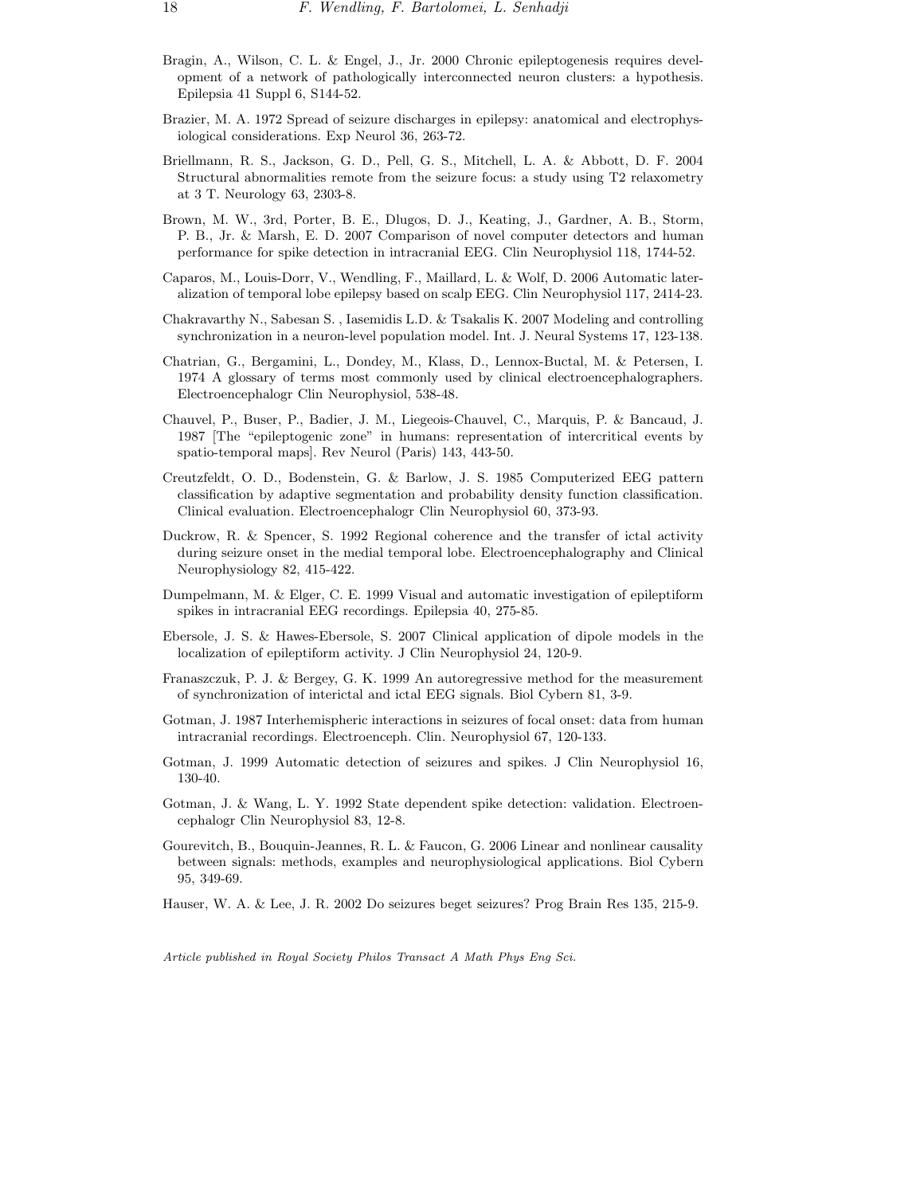Bragin, A., Wilson, C. L. & Engel, J., Jr. 2000 Chronic epileptogenesis requires development of a network of pathologically interconnected neuron clusters: a hypothesis. Epilepsia 41 Suppl 6, S144-52.

Brazier, M. A. 1972 Spread of seizure discharges in epilepsy: anatomical and electrophysiological considerations. Exp Neurol 36, 263-72.

Briellmann, R. S., Jackson, G. D., Pell, G. S., Mitchell, L. A. & Abbott, D. F. 2004 Structural abnormalities remote from the seizure focus: a study using T2 relaxometry at 3 T. Neurology 63, 2303-8.

Brown, M. W., 3rd, Porter, B. E., Dlugos, D. J., Keating, J., Gardner, A. B., Storm, P. B., Jr. & Marsh, E. D. 2007 Comparison of novel computer detectors and human performance for spike detection in intracranial EEG. Clin Neurophysiol 118, 1744-52.

Caparos, M., Louis-Dorr, V., Wendling, F., Maillard, L. & Wolf, D. 2006 Automatic lateralization of temporal lobe epilepsy based on scalp EEG. Clin Neurophysiol 117, 2414-23.

Chakravarthy N., Sabesan S. , Iasemidis L.D. & Tsakalis K. 2007 Modeling and controlling synchronization in a neuron-level population model. Int. J. Neural Systems 17, 123-138.

Chatrian, G., Bergamini, L., Dondey, M., Klass, D., Lennox-Buctal, M. & Petersen, I. 1974 A glossary of terms most commonly used by clinical electroencephalographers. Electroencephalogr Clin Neurophysiol, 538-48.

Chauvel, P., Buser, P., Badier, J. M., Liegeois-Chauvel, C., Marquis, P. & Bancaud, J. 1987 [The "epileptogenic zone" in humans: representation of intercritical events by spatio-temporal maps]. Rev Neurol (Paris) 143, 443-50.

Creutzfeldt, O. D., Bodenstein, G. & Barlow, J. S. 1985 Computerized EEG pattern classification by adaptive segmentation and probability density function classification. Clinical evaluation. Electroencephalogr Clin Neurophysiol 60, 373-93.

Duckrow, R. & Spencer, S. 1992 Regional coherence and the transfer of ictal activity during seizure onset in the medial temporal lobe. Electroencephalography and Clinical Neurophysiology 82, 415-422.

Dumpelmann, M. & Elger, C. E. 1999 Visual and automatic investigation of epileptiform spikes in intracranial EEG recordings. Epilepsia 40, 275-85.

Ebersole, J. S. & Hawes-Ebersole, S. 2007 Clinical application of dipole models in the localization of epileptiform activity. J Clin Neurophysiol 24, 120-9.

Franaszczuk, P. J. & Bergey, G. K. 1999 An autoregressive method for the measurement of synchronization of interictal and ictal EEG signals. Biol Cybern 81, 3-9.

Gotman, J. 1987 Interhemispheric interactions in seizures of focal onset: data from human intracranial recordings. Electroenceph. Clin. Neurophysiol 67, 120-133.

Gotman, J. 1999 Automatic detection of seizures and spikes. J Clin Neurophysiol 16, 130-40.

Gotman, J. & Wang, L. Y. 1992 State dependent spike detection: validation. Electroencephalogr Clin Neurophysiol 83, 12-8.

Gourevitch, B., Bouquin-Jeannes, R. L. & Faucon, G. 2006 Linear and nonlinear causality between signals: methods, examples and neurophysiological applications. Biol Cybern 95, 349-69.

Hauser, W. A. & Lee, J. R. 2002 Do seizures beget seizures? Prog Brain Res 135, 215-9.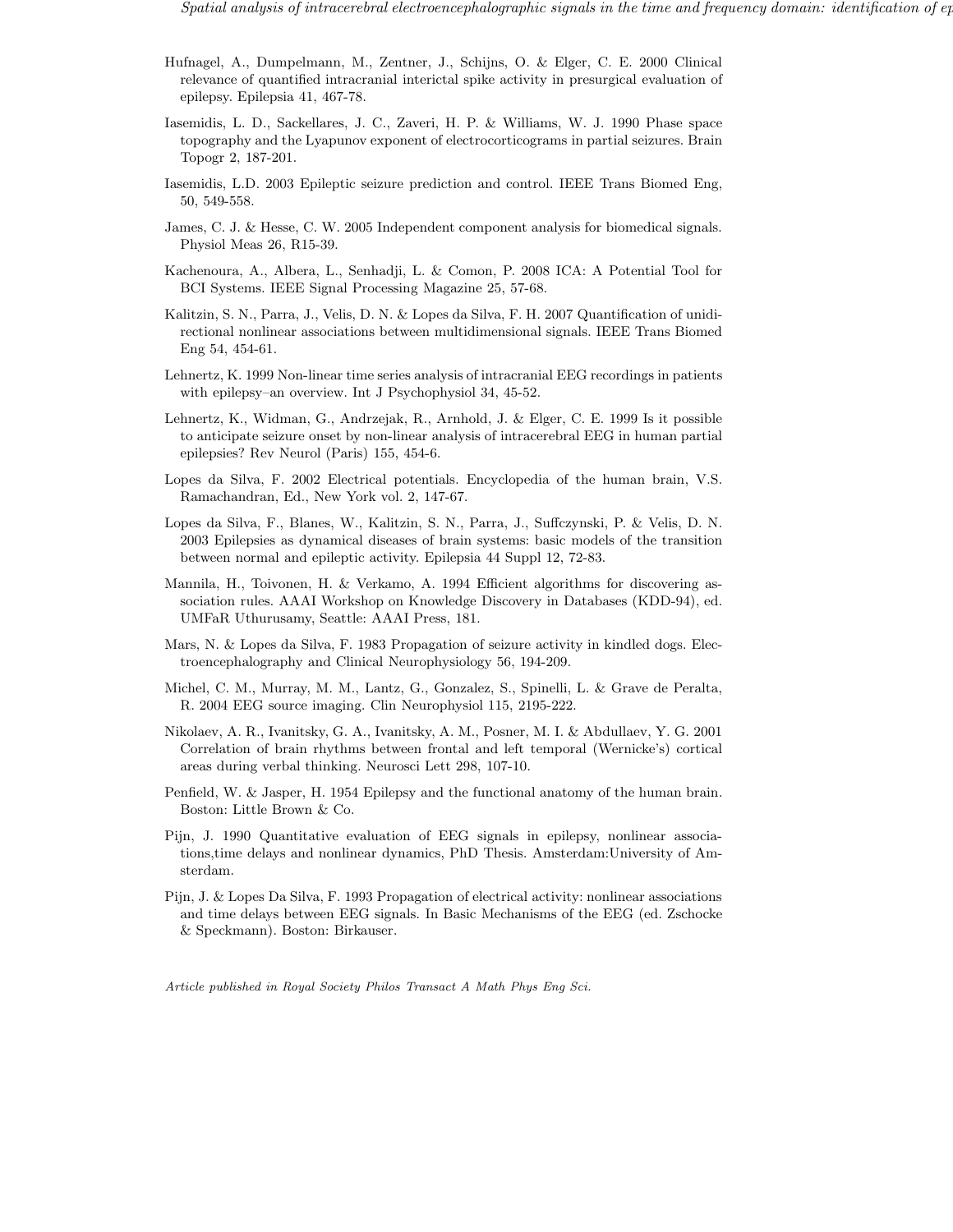Hufnagel, A., Dumpelmann, M., Zentner, J., Schijns, O. & Elger, C. E. 2000 Clinical relevance of quantified intracranial interictal spike activity in presurgical evaluation of epilepsy. Epilepsia 41, 467-78.

Iasemidis, L. D., Sackellares, J. C., Zaveri, H. P. & Williams, W. J. 1990 Phase space topography and the Lyapunov exponent of electrocorticograms in partial seizures. Brain Topogr 2, 187-201.

Iasemidis, L.D. 2003 Epileptic seizure prediction and control. IEEE Trans Biomed Eng, 50, 549-558.

James, C. J. & Hesse, C. W. 2005 Independent component analysis for biomedical signals. Physiol Meas 26, R15-39.

Kachenoura, A., Albera, L., Senhadji, L. & Comon, P. 2008 ICA: A Potential Tool for BCI Systems. IEEE Signal Processing Magazine 25, 57-68.

Kalitzin, S. N., Parra, J., Velis, D. N. & Lopes da Silva, F. H. 2007 Quantification of unidirectional nonlinear associations between multidimensional signals. IEEE Trans Biomed Eng 54, 454-61.

Lehnertz, K. 1999 Non-linear time series analysis of intracranial EEG recordings in patients with epilepsy–an overview. Int J Psychophysiol 34, 45-52.

Lehnertz, K., Widman, G., Andrzejak, R., Arnhold, J. & Elger, C. E. 1999 Is it possible to anticipate seizure onset by non-linear analysis of intracerebral EEG in human partial epilepsies? Rev Neurol (Paris) 155, 454-6.

Lopes da Silva, F. 2002 Electrical potentials. Encyclopedia of the human brain, V.S. Ramachandran, Ed., New York vol. 2, 147-67.

Lopes da Silva, F., Blanes, W., Kalitzin, S. N., Parra, J., Suffczynski, P. & Velis, D. N. 2003 Epilepsies as dynamical diseases of brain systems: basic models of the transition between normal and epileptic activity. Epilepsia 44 Suppl 12, 72-83.

Mannila, H., Toivonen, H. & Verkamo, A. 1994 Efficient algorithms for discovering association rules. AAAI Workshop on Knowledge Discovery in Databases (KDD-94), ed. UMFaR Uthurusamy, Seattle: AAAI Press, 181.

Mars, N. & Lopes da Silva, F. 1983 Propagation of seizure activity in kindled dogs. Electroencephalography and Clinical Neurophysiology 56, 194-209.

Michel, C. M., Murray, M. M., Lantz, G., Gonzalez, S., Spinelli, L. & Grave de Peralta, R. 2004 EEG source imaging. Clin Neurophysiol 115, 2195-222.

Nikolaev, A. R., Ivanitsky, G. A., Ivanitsky, A. M., Posner, M. I. & Abdullaev, Y. G. 2001 Correlation of brain rhythms between frontal and left temporal (Wernicke's) cortical areas during verbal thinking. Neurosci Lett 298, 107-10.

Penfield, W. & Jasper, H. 1954 Epilepsy and the functional anatomy of the human brain. Boston: Little Brown & Co.

Pijn, J. 1990 Quantitative evaluation of EEG signals in epilepsy, nonlinear associations,time delays and nonlinear dynamics, PhD Thesis. Amsterdam:University of Amsterdam.

Pijn, J. & Lopes Da Silva, F. 1993 Propagation of electrical activity: nonlinear associations and time delays between EEG signals. In Basic Mechanisms of the EEG (ed. Zschocke & Speckmann). Boston: Birkauser.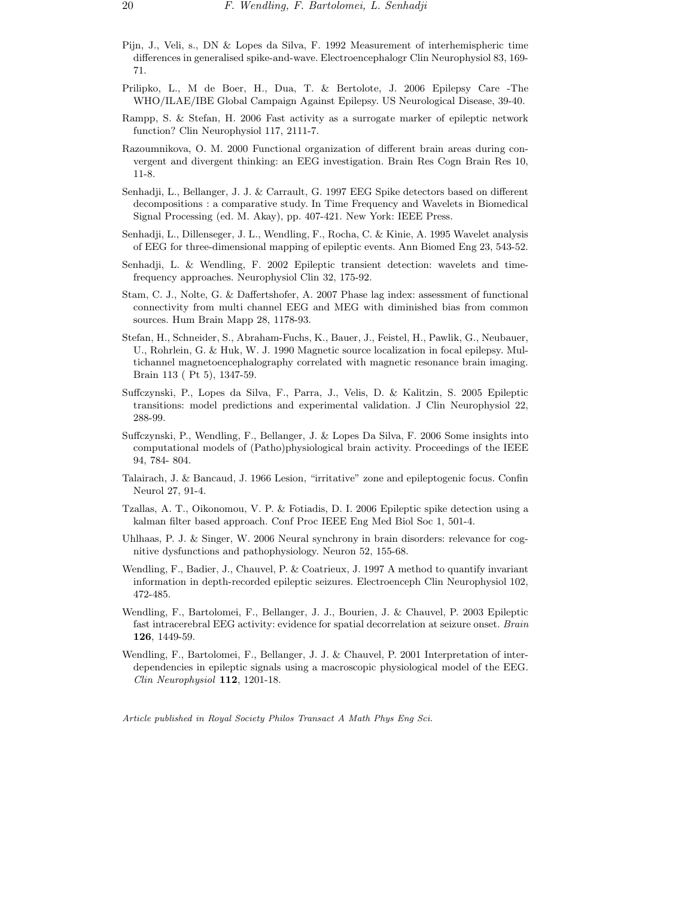Pijn, J., Veli, s., DN & Lopes da Silva, F. 1992 Measurement of interhemispheric time differences in generalised spike-and-wave. Electroencephalogr Clin Neurophysiol 83, 169-71.

Prilipko, L., M de Boer, H., Dua, T. & Bertolote, J. 2006 Epilepsy Care -The WHO/ILAE/IBE Global Campaign Against Epilepsy. US Neurological Disease, 39-40.

Rampp, S. & Stefan, H. 2006 Fast activity as a surrogate marker of epileptic network function? Clin Neurophysiol 117, 2111-7.

Razoumnikova, O. M. 2000 Functional organization of different brain areas during convergent and divergent thinking: an EEG investigation. Brain Res Cogn Brain Res 10, 11-8.

Senhadji, L., Bellanger, J. J. & Carrault, G. 1997 EEG Spike detectors based on different decompositions : a comparative study. In Time Frequency and Wavelets in Biomedical Signal Processing (ed. M. Akay), pp. 407-421. New York: IEEE Press.

Senhadji, L., Dillenseger, J. L., Wendling, F., Rocha, C. & Kinie, A. 1995 Wavelet analysis of EEG for three-dimensional mapping of epileptic events. Ann Biomed Eng 23, 543-52.

Senhadji, L. & Wendling, F. 2002 Epileptic transient detection: wavelets and time-frequency approaches. Neurophysiol Clin 32, 175-92.

Stam, C. J., Nolte, G. & Daffertshofer, A. 2007 Phase lag index: assessment of functional connectivity from multi channel EEG and MEG with diminished bias from common sources. Hum Brain Mapp 28, 1178-93.

Stefan, H., Schneider, S., Abraham-Fuchs, K., Bauer, J., Feistel, H., Pawlik, G., Neubauer, U., Rohrlein, G. & Huk, W. J. 1990 Magnetic source localization in focal epilepsy. Multichannel magnetoencephalography correlated with magnetic resonance brain imaging. Brain 113 ( Pt 5), 1347-59.

Suffczynski, P., Lopes da Silva, F., Parra, J., Velis, D. & Kalitzin, S. 2005 Epileptic transitions: model predictions and experimental validation. J Clin Neurophysiol 22, 288-99.

Suffczynski, P., Wendling, F., Bellanger, J. & Lopes Da Silva, F. 2006 Some insights into computational models of (Patho)physiological brain activity. Proceedings of the IEEE 94, 784- 804.

Talairach, J. & Bancaud, J. 1966 Lesion, "irritative" zone and epileptogenic focus. Confin Neurol 27, 91-4.

Tzallas, A. T., Oikonomou, V. P. & Fotiadis, D. I. 2006 Epileptic spike detection using a kalman filter based approach. Conf Proc IEEE Eng Med Biol Soc 1, 501-4.

Uhlhaas, P. J. & Singer, W. 2006 Neural synchrony in brain disorders: relevance for cognitive dysfunctions and pathophysiology. Neuron 52, 155-68.

Wendling, F., Badier, J., Chauvel, P. & Coatrieux, J. 1997 A method to quantify invariant information in depth-recorded epileptic seizures. Electroenceph Clin Neurophysiol 102, 472-485.

Wendling, F., Bartolomei, F., Bellanger, J. J., Bourien, J. & Chauvel, P. 2003 Epileptic fast intracerebral EEG activity: evidence for spatial decorrelation at seizure onset. *Brain* **126**, 1449-59.

Wendling, F., Bartolomei, F., Bellanger, J. J. & Chauvel, P. 2001 Interpretation of interdependencies in epileptic signals using a macroscopic physiological model of the EEG. *Clin Neurophysiol* **112**, 1201-18.

*Article published in Royal Society Philos Transact A Math Phys Eng Sci.*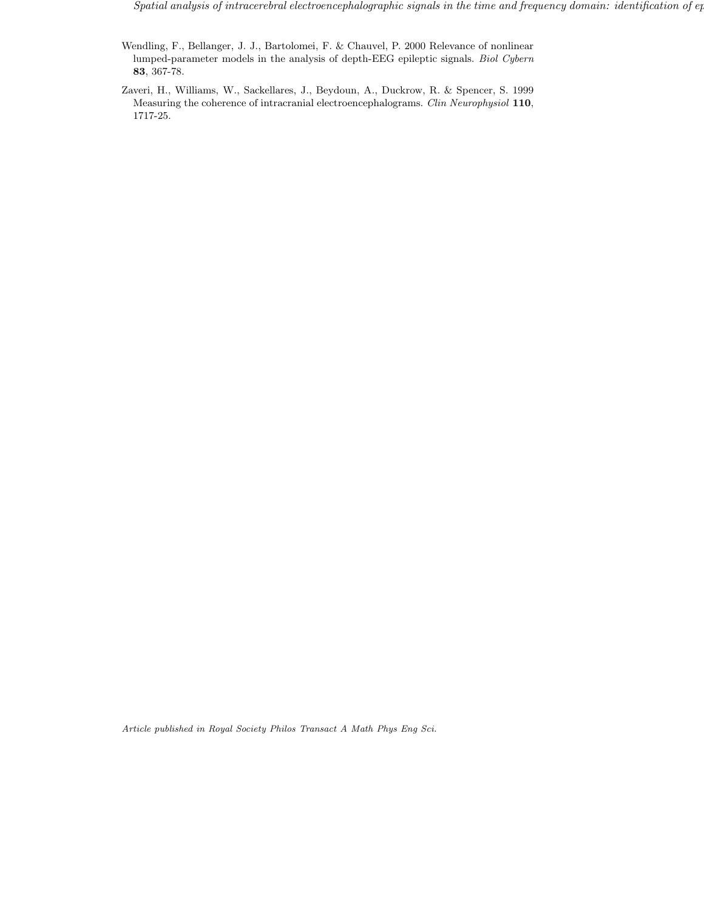Wendling, F., Bellanger, J. J., Bartolomei, F. & Chauvel, P. 2000 Relevance of nonlinear lumped-parameter models in the analysis of depth-EEG epileptic signals. *Biol Cybern* **83**, 367-78.

Zaveri, H., Williams, W., Sackellares, J., Beydoun, A., Duckrow, R. & Spencer, S. 1999 Measuring the coherence of intracranial electroencephalograms. *Clin Neurophysiol* **110**, 1717-25.

*Article published in Royal Society Philos Transact A Math Phys Eng Sci.*